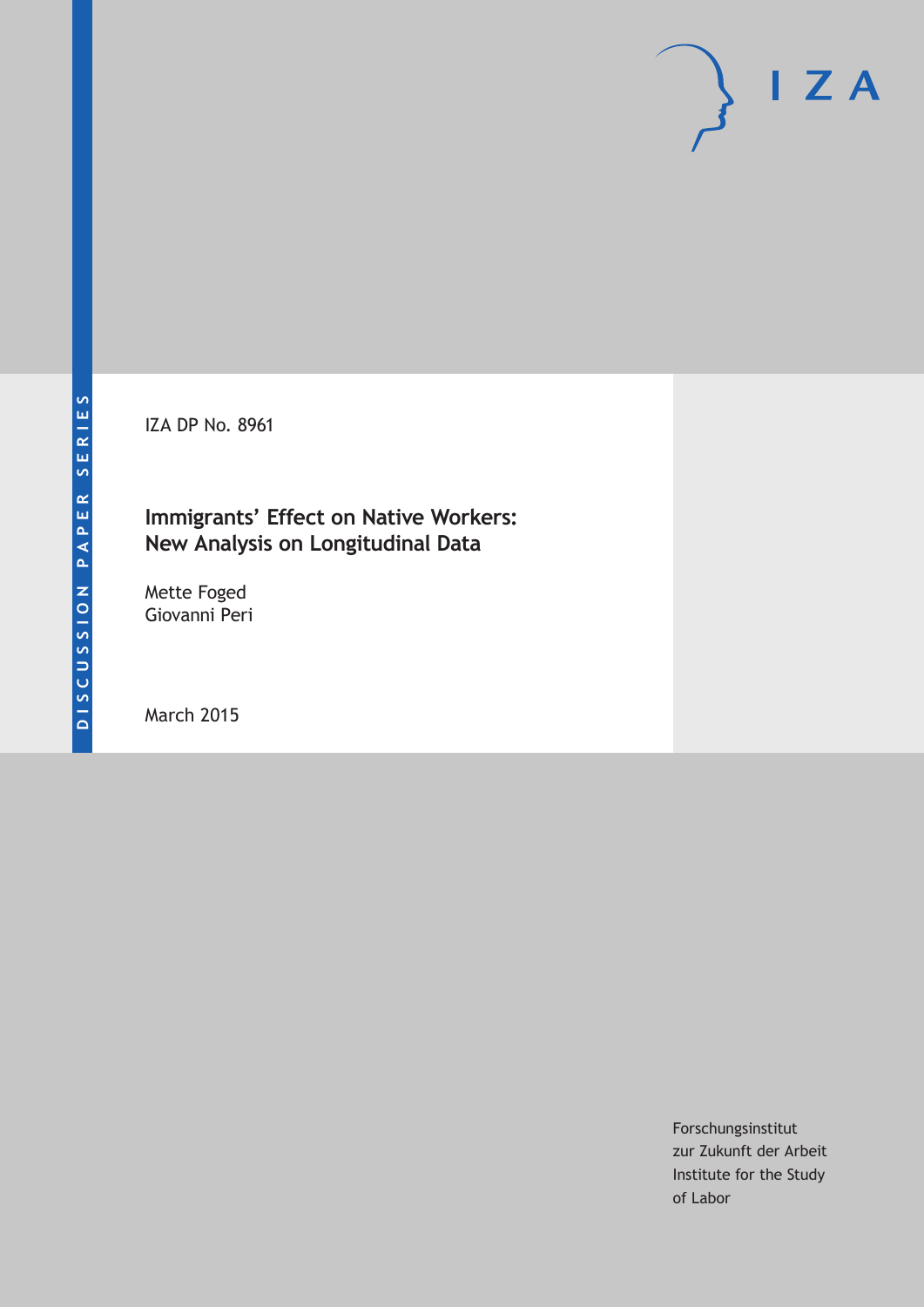DISCUSSION PAPER SERIES

IZA

IZA DP No. 8961

# Immigrants' Effect on Native Workers: New Analysis on Longitudinal Data

Mette Foged
Giovanni Peri

March 2015

Forschungsinstitut
zur Zukunft der Arbeit
Institute for the Study
of Labor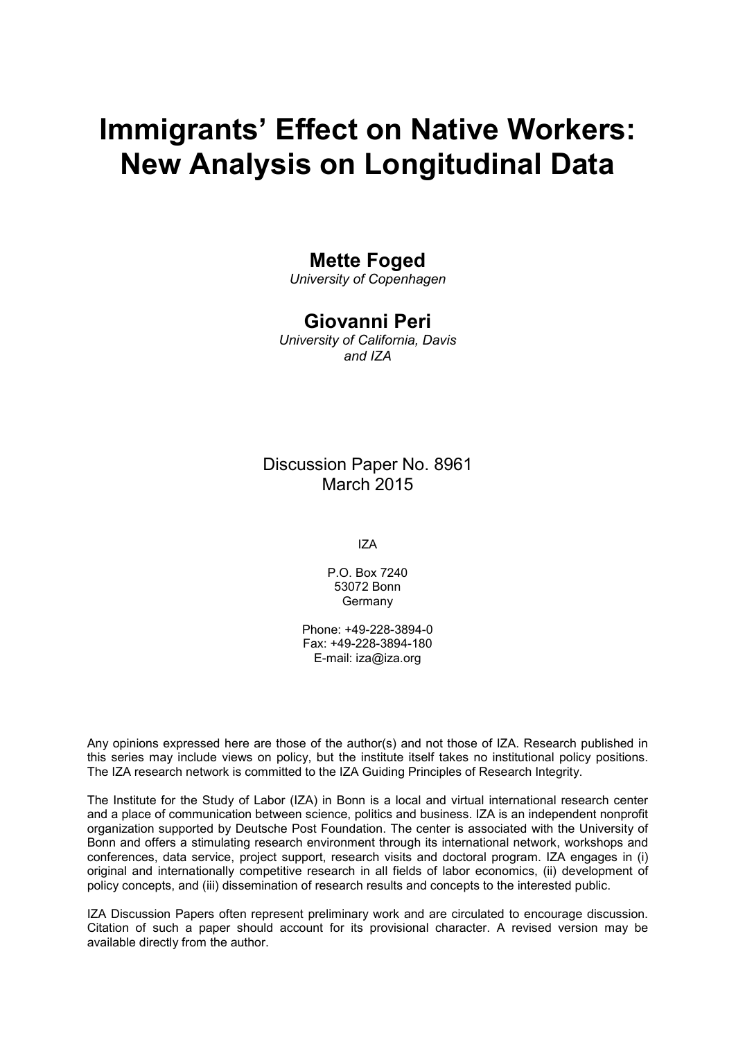# Immigrants' Effect on Native Workers: New Analysis on Longitudinal Data

**Mette Foged**
*University of Copenhagen*

**Giovanni Peri**
*University of California, Davis and IZA*

Discussion Paper No. 8961
March 2015

IZA

P.O. Box 7240
53072 Bonn
Germany

Phone: +49-228-3894-0
Fax: +49-228-3894-180
E-mail: iza@iza.org

Any opinions expressed here are those of the author(s) and not those of IZA. Research published in this series may include views on policy, but the institute itself takes no institutional policy positions. The IZA research network is committed to the IZA Guiding Principles of Research Integrity.

The Institute for the Study of Labor (IZA) in Bonn is a local and virtual international research center and a place of communication between science, politics and business. IZA is an independent nonprofit organization supported by Deutsche Post Foundation. The center is associated with the University of Bonn and offers a stimulating research environment through its international network, workshops and conferences, data service, project support, research visits and doctoral program. IZA engages in (i) original and internationally competitive research in all fields of labor economics, (ii) development of policy concepts, and (iii) dissemination of research results and concepts to the interested public.

IZA Discussion Papers often represent preliminary work and are circulated to encourage discussion. Citation of such a paper should account for its provisional character. A revised version may be available directly from the author.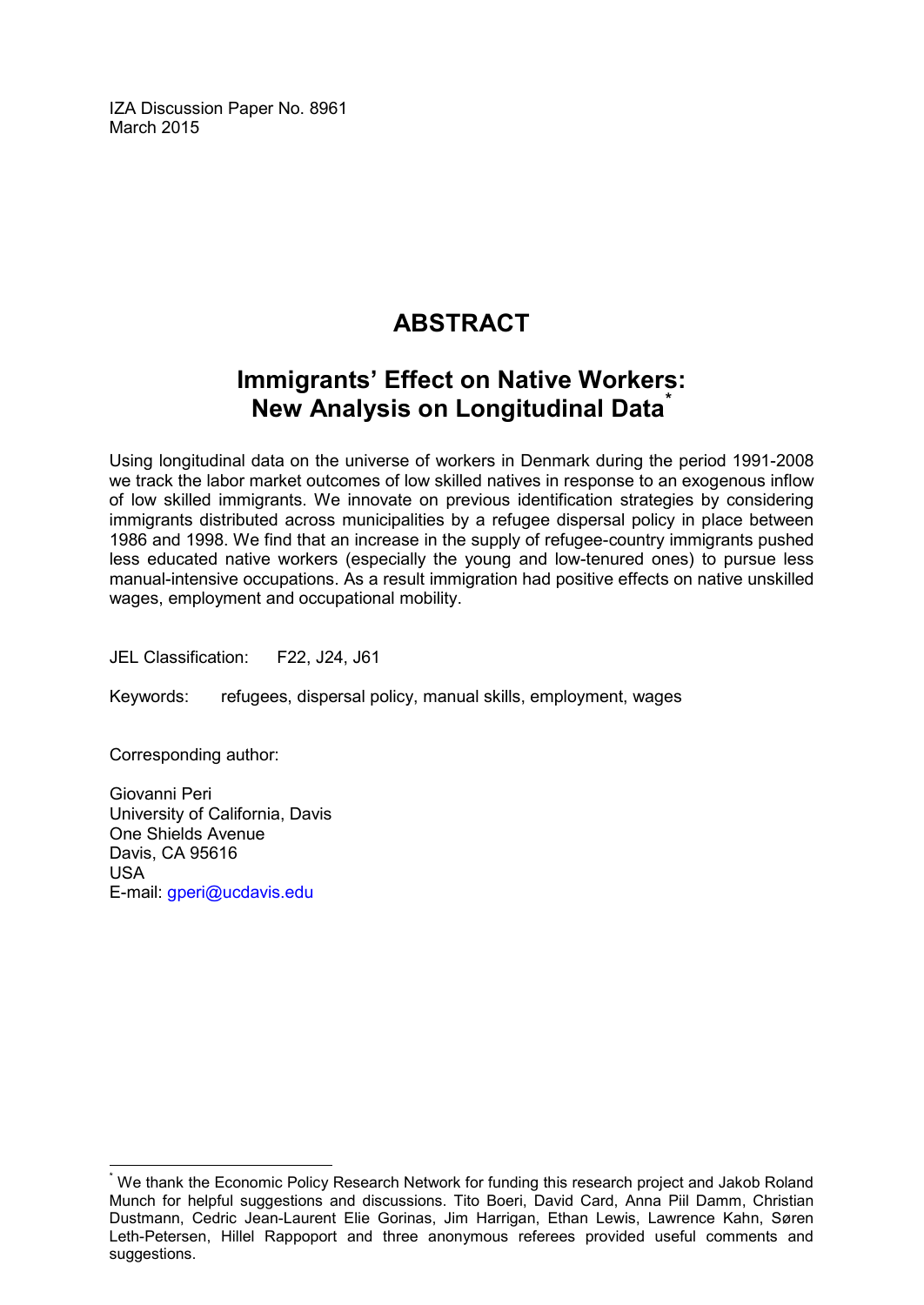IZA Discussion Paper No. 8961
March 2015

# ABSTRACT

## Immigrants' Effect on Native Workers: New Analysis on Longitudinal Data*

Using longitudinal data on the universe of workers in Denmark during the period 1991-2008 we track the labor market outcomes of low skilled natives in response to an exogenous inflow of low skilled immigrants. We innovate on previous identification strategies by considering immigrants distributed across municipalities by a refugee dispersal policy in place between 1986 and 1998. We find that an increase in the supply of refugee-country immigrants pushed less educated native workers (especially the young and low-tenured ones) to pursue less manual-intensive occupations. As a result immigration had positive effects on native unskilled wages, employment and occupational mobility.

JEL Classification: F22, J24, J61

Keywords: refugees, dispersal policy, manual skills, employment, wages

Corresponding author:

Giovanni Peri
University of California, Davis
One Shields Avenue
Davis, CA 95616
USA
E-mail: gperi@ucdavis.edu

---

* We thank the Economic Policy Research Network for funding this research project and Jakob Roland Munch for helpful suggestions and discussions. Tito Boeri, David Card, Anna Piil Damm, Christian Dustmann, Cedric Jean-Laurent Elie Gorinas, Jim Harrigan, Ethan Lewis, Lawrence Kahn, Søren Leth-Petersen, Hillel Rappoport and three anonymous referees provided useful comments and suggestions.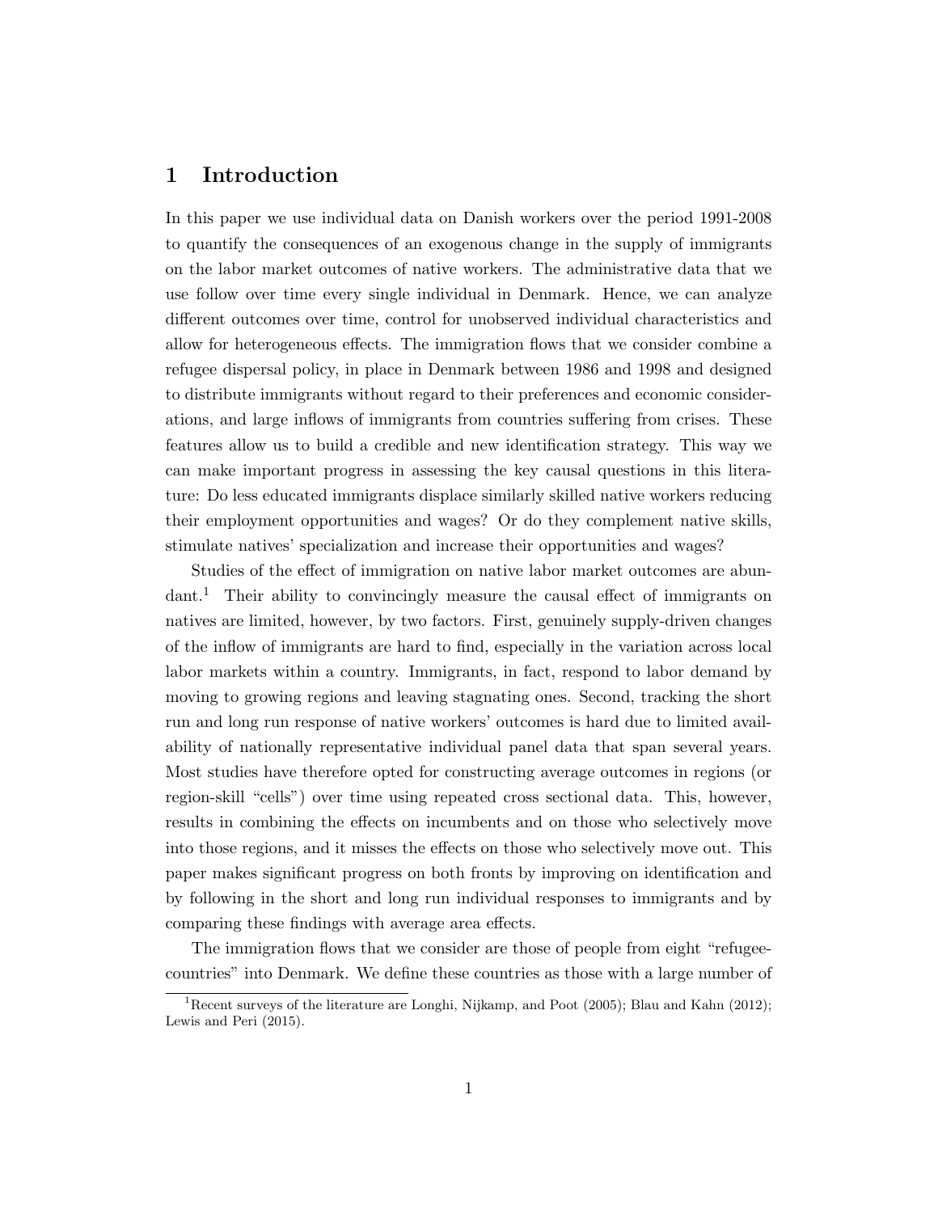# 1 Introduction

In this paper we use individual data on Danish workers over the period 1991-2008 to quantify the consequences of an exogenous change in the supply of immigrants on the labor market outcomes of native workers. The administrative data that we use follow over time every single individual in Denmark. Hence, we can analyze different outcomes over time, control for unobserved individual characteristics and allow for heterogeneous effects. The immigration flows that we consider combine a refugee dispersal policy, in place in Denmark between 1986 and 1998 and designed to distribute immigrants without regard to their preferences and economic considerations, and large inflows of immigrants from countries suffering from crises. These features allow us to build a credible and new identification strategy. This way we can make important progress in assessing the key causal questions in this literature: Do less educated immigrants displace similarly skilled native workers reducing their employment opportunities and wages? Or do they complement native skills, stimulate natives' specialization and increase their opportunities and wages?

Studies of the effect of immigration on native labor market outcomes are abundant.[1] Their ability to convincingly measure the causal effect of immigrants on natives are limited, however, by two factors. First, genuinely supply-driven changes of the inflow of immigrants are hard to find, especially in the variation across local labor markets within a country. Immigrants, in fact, respond to labor demand by moving to growing regions and leaving stagnating ones. Second, tracking the short run and long run response of native workers' outcomes is hard due to limited availability of nationally representative individual panel data that span several years. Most studies have therefore opted for constructing average outcomes in regions (or region-skill "cells") over time using repeated cross sectional data. This, however, results in combining the effects on incumbents and on those who selectively move into those regions, and it misses the effects on those who selectively move out. This paper makes significant progress on both fronts by improving on identification and by following in the short and long run individual responses to immigrants and by comparing these findings with average area effects.

The immigration flows that we consider are those of people from eight "refugee-countries" into Denmark. We define these countries as those with a large number of

[1] Recent surveys of the literature are Longhi, Nijkamp, and Poot (2005); Blau and Kahn (2012); Lewis and Peri (2015).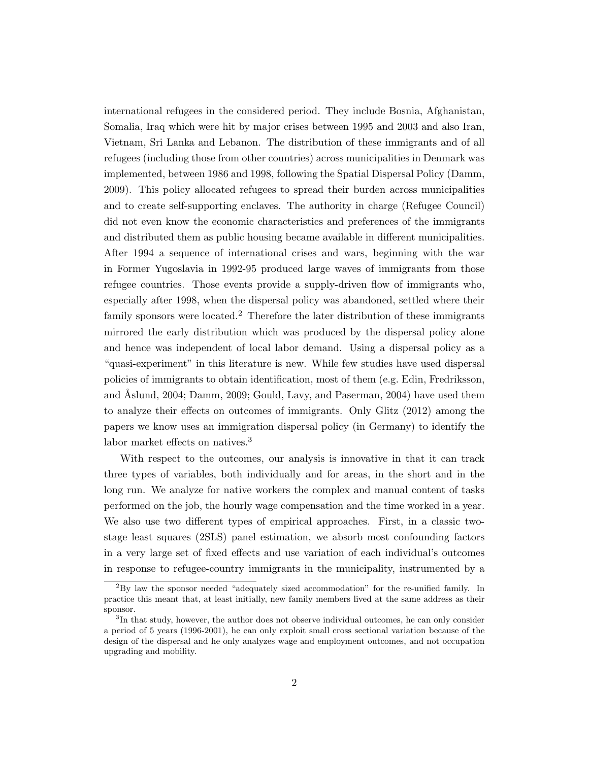international refugees in the considered period. They include Bosnia, Afghanistan, Somalia, Iraq which were hit by major crises between 1995 and 2003 and also Iran, Vietnam, Sri Lanka and Lebanon. The distribution of these immigrants and of all refugees (including those from other countries) across municipalities in Denmark was implemented, between 1986 and 1998, following the Spatial Dispersal Policy (Damm, 2009). This policy allocated refugees to spread their burden across municipalities and to create self-supporting enclaves. The authority in charge (Refugee Council) did not even know the economic characteristics and preferences of the immigrants and distributed them as public housing became available in different municipalities. After 1994 a sequence of international crises and wars, beginning with the war in Former Yugoslavia in 1992-95 produced large waves of immigrants from those refugee countries. Those events provide a supply-driven flow of immigrants who, especially after 1998, when the dispersal policy was abandoned, settled where their family sponsors were located.[2] Therefore the later distribution of these immigrants mirrored the early distribution which was produced by the dispersal policy alone and hence was independent of local labor demand. Using a dispersal policy as a "quasi-experiment" in this literature is new. While few studies have used dispersal policies of immigrants to obtain identification, most of them (e.g. Edin, Fredriksson, and Åslund, 2004; Damm, 2009; Gould, Lavy, and Paserman, 2004) have used them to analyze their effects on outcomes of immigrants. Only Glitz (2012) among the papers we know uses an immigration dispersal policy (in Germany) to identify the labor market effects on natives.[3]

With respect to the outcomes, our analysis is innovative in that it can track three types of variables, both individually and for areas, in the short and in the long run. We analyze for native workers the complex and manual content of tasks performed on the job, the hourly wage compensation and the time worked in a year. We also use two different types of empirical approaches. First, in a classic two-stage least squares (2SLS) panel estimation, we absorb most confounding factors in a very large set of fixed effects and use variation of each individual's outcomes in response to refugee-country immigrants in the municipality, instrumented by a

[2] By law the sponsor needed "adequately sized accommodation" for the re-unified family. In practice this meant that, at least initially, new family members lived at the same address as their sponsor.

[3] In that study, however, the author does not observe individual outcomes, he can only consider a period of 5 years (1996-2001), he can only exploit small cross sectional variation because of the design of the dispersal and he only analyzes wage and employment outcomes, and not occupation upgrading and mobility.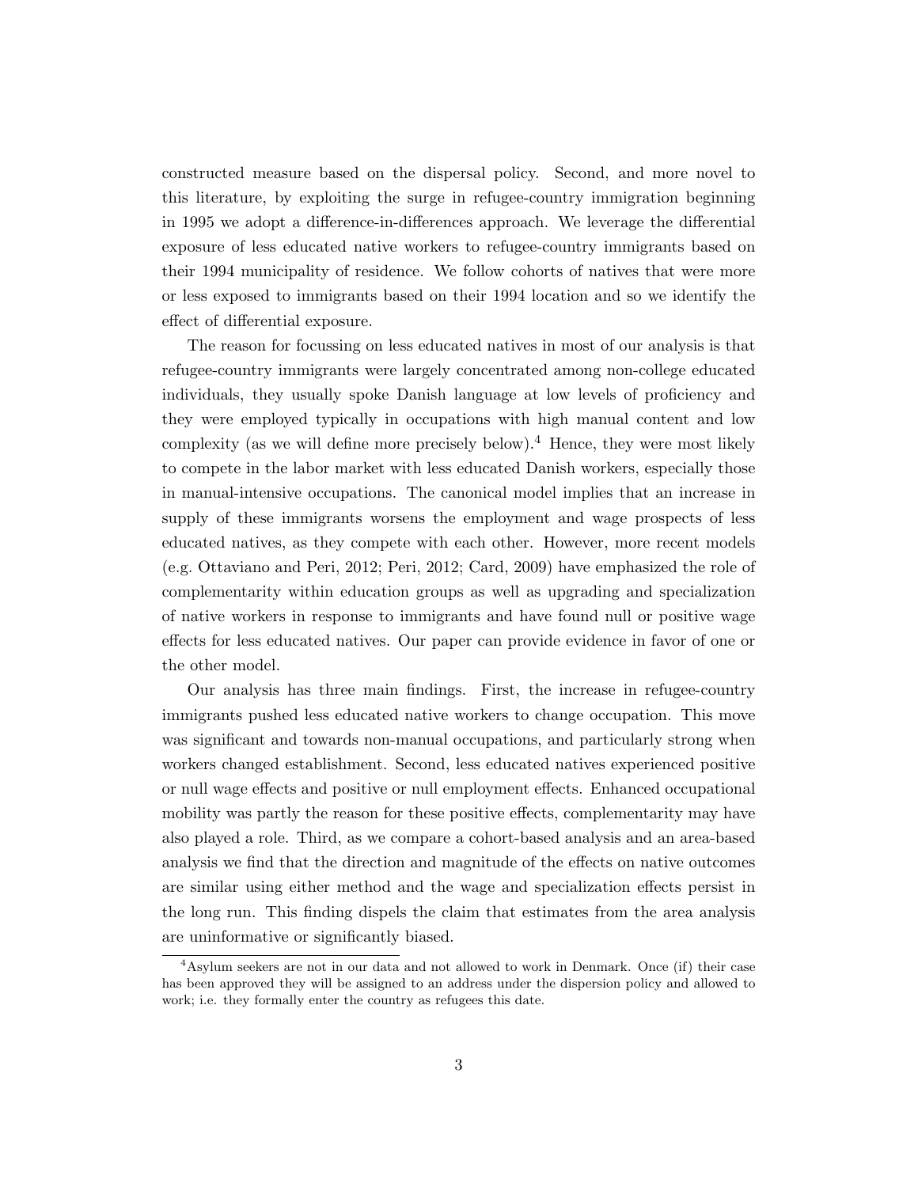constructed measure based on the dispersal policy. Second, and more novel to this literature, by exploiting the surge in refugee-country immigration beginning in 1995 we adopt a difference-in-differences approach. We leverage the differential exposure of less educated native workers to refugee-country immigrants based on their 1994 municipality of residence. We follow cohorts of natives that were more or less exposed to immigrants based on their 1994 location and so we identify the effect of differential exposure.

The reason for focussing on less educated natives in most of our analysis is that refugee-country immigrants were largely concentrated among non-college educated individuals, they usually spoke Danish language at low levels of proficiency and they were employed typically in occupations with high manual content and low complexity (as we will define more precisely below).[4] Hence, they were most likely to compete in the labor market with less educated Danish workers, especially those in manual-intensive occupations. The canonical model implies that an increase in supply of these immigrants worsens the employment and wage prospects of less educated natives, as they compete with each other. However, more recent models (e.g. Ottaviano and Peri, 2012; Peri, 2012; Card, 2009) have emphasized the role of complementarity within education groups as well as upgrading and specialization of native workers in response to immigrants and have found null or positive wage effects for less educated natives. Our paper can provide evidence in favor of one or the other model.

Our analysis has three main findings. First, the increase in refugee-country immigrants pushed less educated native workers to change occupation. This move was significant and towards non-manual occupations, and particularly strong when workers changed establishment. Second, less educated natives experienced positive or null wage effects and positive or null employment effects. Enhanced occupational mobility was partly the reason for these positive effects, complementarity may have also played a role. Third, as we compare a cohort-based analysis and an area-based analysis we find that the direction and magnitude of the effects on native outcomes are similar using either method and the wage and specialization effects persist in the long run. This finding dispels the claim that estimates from the area analysis are uninformative or significantly biased.

[4] Asylum seekers are not in our data and not allowed to work in Denmark. Once (if) their case has been approved they will be assigned to an address under the dispersion policy and allowed to work; i.e. they formally enter the country as refugees this date.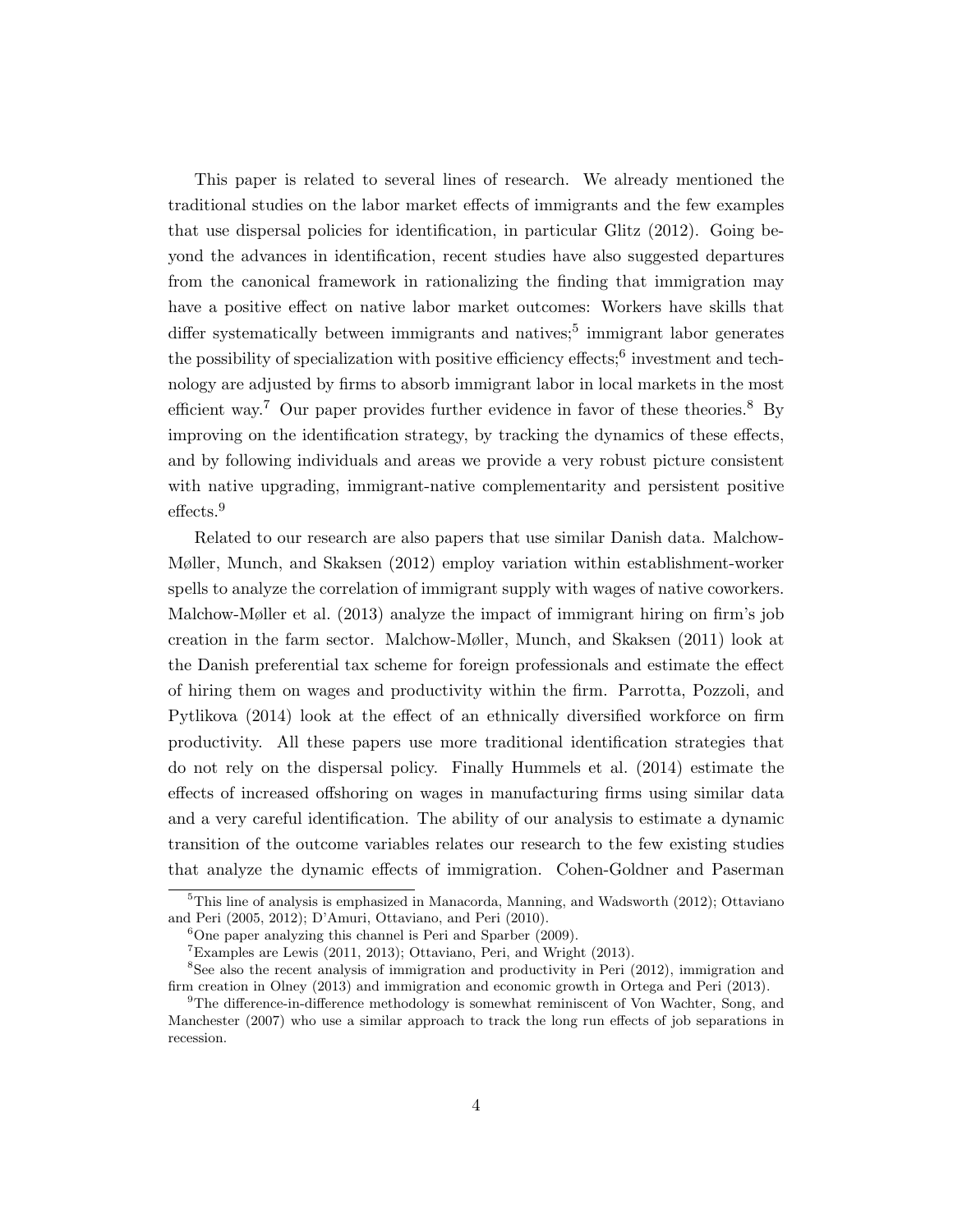This paper is related to several lines of research. We already mentioned the traditional studies on the labor market effects of immigrants and the few examples that use dispersal policies for identification, in particular Glitz (2012). Going beyond the advances in identification, recent studies have also suggested departures from the canonical framework in rationalizing the finding that immigration may have a positive effect on native labor market outcomes: Workers have skills that differ systematically between immigrants and natives;[5] immigrant labor generates the possibility of specialization with positive efficiency effects;[6] investment and technology are adjusted by firms to absorb immigrant labor in local markets in the most efficient way.[7] Our paper provides further evidence in favor of these theories.[8] By improving on the identification strategy, by tracking the dynamics of these effects, and by following individuals and areas we provide a very robust picture consistent with native upgrading, immigrant-native complementarity and persistent positive effects.[9]

Related to our research are also papers that use similar Danish data. Malchow-Møller, Munch, and Skaksen (2012) employ variation within establishment-worker spells to analyze the correlation of immigrant supply with wages of native coworkers. Malchow-Møller et al. (2013) analyze the impact of immigrant hiring on firm's job creation in the farm sector. Malchow-Møller, Munch, and Skaksen (2011) look at the Danish preferential tax scheme for foreign professionals and estimate the effect of hiring them on wages and productivity within the firm. Parrotta, Pozzoli, and Pytlikova (2014) look at the effect of an ethnically diversified workforce on firm productivity. All these papers use more traditional identification strategies that do not rely on the dispersal policy. Finally Hummels et al. (2014) estimate the effects of increased offshoring on wages in manufacturing firms using similar data and a very careful identification. The ability of our analysis to estimate a dynamic transition of the outcome variables relates our research to the few existing studies that analyze the dynamic effects of immigration. Cohen-Goldner and Paserman

[5] This line of analysis is emphasized in Manacorda, Manning, and Wadsworth (2012); Ottaviano and Peri (2005, 2012); D'Amuri, Ottaviano, and Peri (2010).

[6] One paper analyzing this channel is Peri and Sparber (2009).

[7] Examples are Lewis (2011, 2013); Ottaviano, Peri, and Wright (2013).

[8] See also the recent analysis of immigration and productivity in Peri (2012), immigration and firm creation in Olney (2013) and immigration and economic growth in Ortega and Peri (2013).

[9] The difference-in-difference methodology is somewhat reminiscent of Von Wachter, Song, and Manchester (2007) who use a similar approach to track the long run effects of job separations in recession.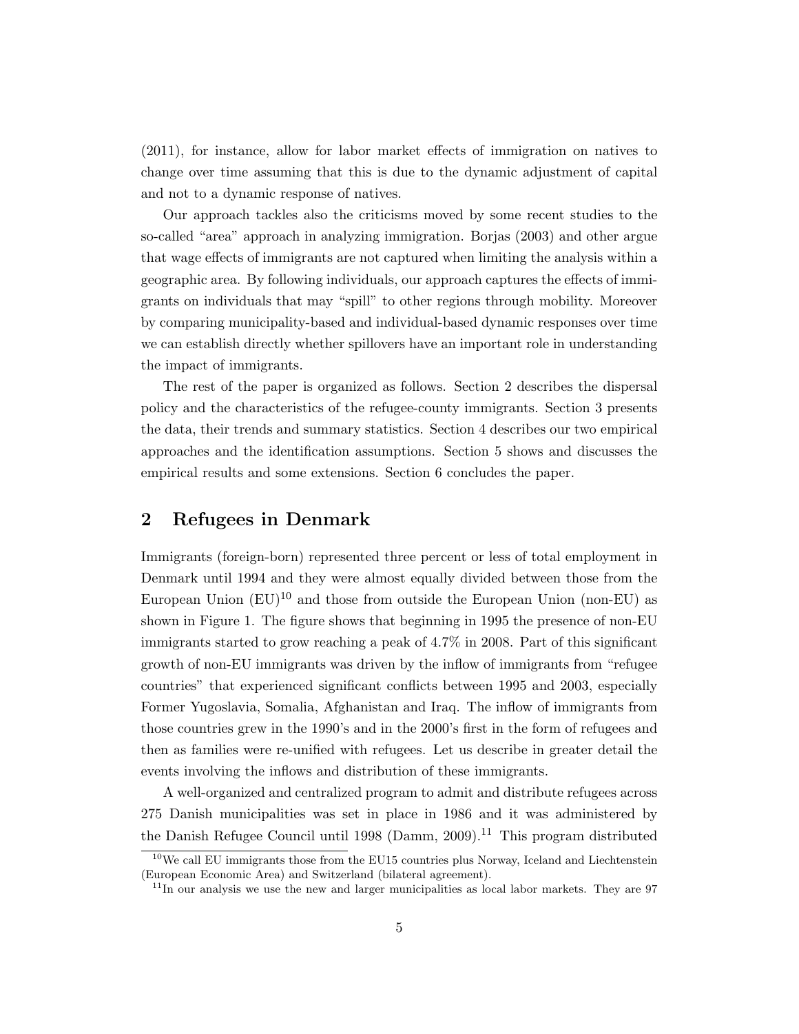(2011), for instance, allow for labor market effects of immigration on natives to change over time assuming that this is due to the dynamic adjustment of capital and not to a dynamic response of natives.

Our approach tackles also the criticisms moved by some recent studies to the so-called "area" approach in analyzing immigration. Borjas (2003) and other argue that wage effects of immigrants are not captured when limiting the analysis within a geographic area. By following individuals, our approach captures the effects of immigrants on individuals that may "spill" to other regions through mobility. Moreover by comparing municipality-based and individual-based dynamic responses over time we can establish directly whether spillovers have an important role in understanding the impact of immigrants.

The rest of the paper is organized as follows. Section 2 describes the dispersal policy and the characteristics of the refugee-county immigrants. Section 3 presents the data, their trends and summary statistics. Section 4 describes our two empirical approaches and the identification assumptions. Section 5 shows and discusses the empirical results and some extensions. Section 6 concludes the paper.

## 2 Refugees in Denmark

Immigrants (foreign-born) represented three percent or less of total employment in Denmark until 1994 and they were almost equally divided between those from the European Union (EU)[10] and those from outside the European Union (non-EU) as shown in Figure 1. The figure shows that beginning in 1995 the presence of non-EU immigrants started to grow reaching a peak of 4.7% in 2008. Part of this significant growth of non-EU immigrants was driven by the inflow of immigrants from "refugee countries" that experienced significant conflicts between 1995 and 2003, especially Former Yugoslavia, Somalia, Afghanistan and Iraq. The inflow of immigrants from those countries grew in the 1990's and in the 2000's first in the form of refugees and then as families were re-unified with refugees. Let us describe in greater detail the events involving the inflows and distribution of these immigrants.

A well-organized and centralized program to admit and distribute refugees across 275 Danish municipalities was set in place in 1986 and it was administered by the Danish Refugee Council until 1998 (Damm, 2009).[11] This program distributed

[10] We call EU immigrants those from the EU15 countries plus Norway, Iceland and Liechtenstein (European Economic Area) and Switzerland (bilateral agreement).

[11] In our analysis we use the new and larger municipalities as local labor markets. They are 97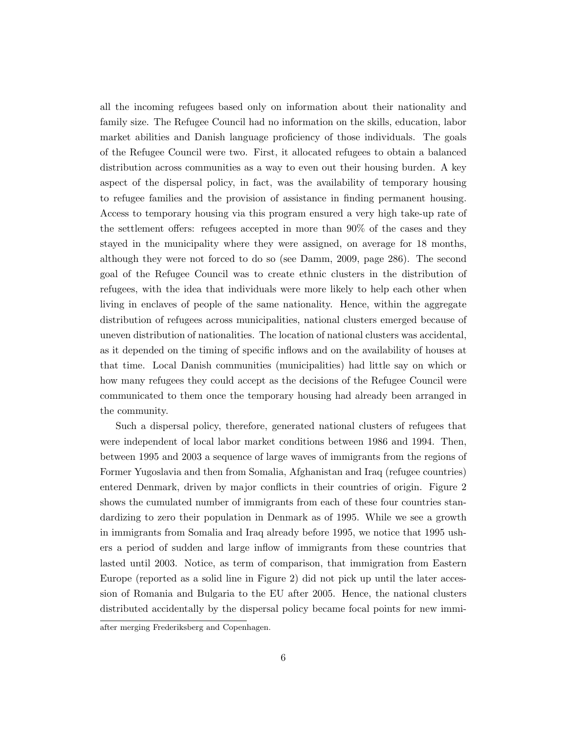all the incoming refugees based only on information about their nationality and family size. The Refugee Council had no information on the skills, education, labor market abilities and Danish language proficiency of those individuals. The goals of the Refugee Council were two. First, it allocated refugees to obtain a balanced distribution across communities as a way to even out their housing burden. A key aspect of the dispersal policy, in fact, was the availability of temporary housing to refugee families and the provision of assistance in finding permanent housing. Access to temporary housing via this program ensured a very high take-up rate of the settlement offers: refugees accepted in more than 90% of the cases and they stayed in the municipality where they were assigned, on average for 18 months, although they were not forced to do so (see Damm, 2009, page 286). The second goal of the Refugee Council was to create ethnic clusters in the distribution of refugees, with the idea that individuals were more likely to help each other when living in enclaves of people of the same nationality. Hence, within the aggregate distribution of refugees across municipalities, national clusters emerged because of uneven distribution of nationalities. The location of national clusters was accidental, as it depended on the timing of specific inflows and on the availability of houses at that time. Local Danish communities (municipalities) had little say on which or how many refugees they could accept as the decisions of the Refugee Council were communicated to them once the temporary housing had already been arranged in the community.

Such a dispersal policy, therefore, generated national clusters of refugees that were independent of local labor market conditions between 1986 and 1994. Then, between 1995 and 2003 a sequence of large waves of immigrants from the regions of Former Yugoslavia and then from Somalia, Afghanistan and Iraq (refugee countries) entered Denmark, driven by major conflicts in their countries of origin. Figure 2 shows the cumulated number of immigrants from each of these four countries standardizing to zero their population in Denmark as of 1995. While we see a growth in immigrants from Somalia and Iraq already before 1995, we notice that 1995 ushers a period of sudden and large inflow of immigrants from these countries that lasted until 2003. Notice, as term of comparison, that immigration from Eastern Europe (reported as a solid line in Figure 2) did not pick up until the later accession of Romania and Bulgaria to the EU after 2005. Hence, the national clusters distributed accidentally by the dispersal policy became focal points for new immi-

after merging Frederiksberg and Copenhagen.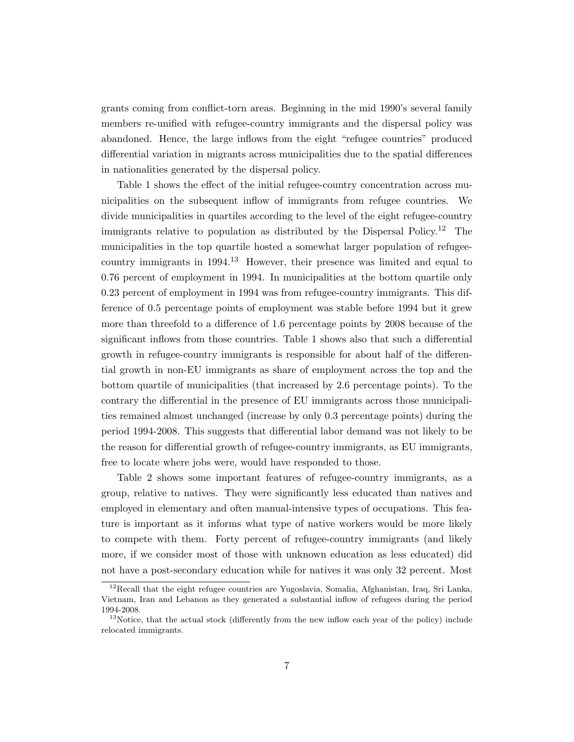grants coming from conflict-torn areas. Beginning in the mid 1990's several family members re-unified with refugee-country immigrants and the dispersal policy was abandoned. Hence, the large inflows from the eight "refugee countries" produced differential variation in migrants across municipalities due to the spatial differences in nationalities generated by the dispersal policy.

Table 1 shows the effect of the initial refugee-country concentration across municipalities on the subsequent inflow of immigrants from refugee countries. We divide municipalities in quartiles according to the level of the eight refugee-country immigrants relative to population as distributed by the Dispersal Policy.[12] The municipalities in the top quartile hosted a somewhat larger population of refugee-country immigrants in 1994.[13] However, their presence was limited and equal to 0.76 percent of employment in 1994. In municipalities at the bottom quartile only 0.23 percent of employment in 1994 was from refugee-country immigrants. This difference of 0.5 percentage points of employment was stable before 1994 but it grew more than threefold to a difference of 1.6 percentage points by 2008 because of the significant inflows from those countries. Table 1 shows also that such a differential growth in refugee-country immigrants is responsible for about half of the differential growth in non-EU immigrants as share of employment across the top and the bottom quartile of municipalities (that increased by 2.6 percentage points). To the contrary the differential in the presence of EU immigrants across those municipalities remained almost unchanged (increase by only 0.3 percentage points) during the period 1994-2008. This suggests that differential labor demand was not likely to be the reason for differential growth of refugee-country immigrants, as EU immigrants, free to locate where jobs were, would have responded to those.

Table 2 shows some important features of refugee-country immigrants, as a group, relative to natives. They were significantly less educated than natives and employed in elementary and often manual-intensive types of occupations. This feature is important as it informs what type of native workers would be more likely to compete with them. Forty percent of refugee-country immigrants (and likely more, if we consider most of those with unknown education as less educated) did not have a post-secondary education while for natives it was only 32 percent. Most

[12] Recall that the eight refugee countries are Yugoslavia, Somalia, Afghanistan, Iraq, Sri Lanka, Vietnam, Iran and Lebanon as they generated a substantial inflow of refugees during the period 1994-2008.

[13] Notice, that the actual stock (differently from the new inflow each year of the policy) include relocated immigrants.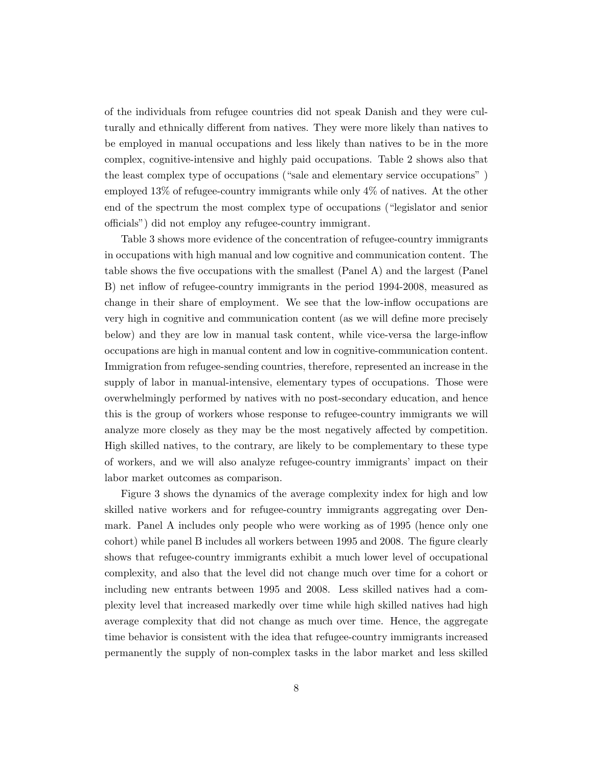of the individuals from refugee countries did not speak Danish and they were culturally and ethnically different from natives. They were more likely than natives to be employed in manual occupations and less likely than natives to be in the more complex, cognitive-intensive and highly paid occupations. Table 2 shows also that the least complex type of occupations ("sale and elementary service occupations" ) employed 13% of refugee-country immigrants while only 4% of natives. At the other end of the spectrum the most complex type of occupations ("legislator and senior officials") did not employ any refugee-country immigrant.

Table 3 shows more evidence of the concentration of refugee-country immigrants in occupations with high manual and low cognitive and communication content. The table shows the five occupations with the smallest (Panel A) and the largest (Panel B) net inflow of refugee-country immigrants in the period 1994-2008, measured as change in their share of employment. We see that the low-inflow occupations are very high in cognitive and communication content (as we will define more precisely below) and they are low in manual task content, while vice-versa the large-inflow occupations are high in manual content and low in cognitive-communication content. Immigration from refugee-sending countries, therefore, represented an increase in the supply of labor in manual-intensive, elementary types of occupations. Those were overwhelmingly performed by natives with no post-secondary education, and hence this is the group of workers whose response to refugee-country immigrants we will analyze more closely as they may be the most negatively affected by competition. High skilled natives, to the contrary, are likely to be complementary to these type of workers, and we will also analyze refugee-country immigrants' impact on their labor market outcomes as comparison.

Figure 3 shows the dynamics of the average complexity index for high and low skilled native workers and for refugee-country immigrants aggregating over Denmark. Panel A includes only people who were working as of 1995 (hence only one cohort) while panel B includes all workers between 1995 and 2008. The figure clearly shows that refugee-country immigrants exhibit a much lower level of occupational complexity, and also that the level did not change much over time for a cohort or including new entrants between 1995 and 2008. Less skilled natives had a complexity level that increased markedly over time while high skilled natives had high average complexity that did not change as much over time. Hence, the aggregate time behavior is consistent with the idea that refugee-country immigrants increased permanently the supply of non-complex tasks in the labor market and less skilled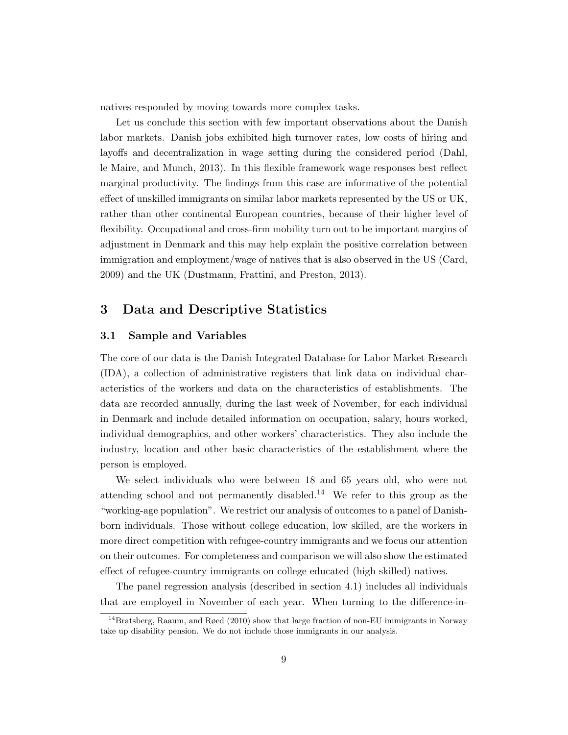natives responded by moving towards more complex tasks.

Let us conclude this section with few important observations about the Danish labor markets. Danish jobs exhibited high turnover rates, low costs of hiring and layoffs and decentralization in wage setting during the considered period (Dahl, le Maire, and Munch, 2013). In this flexible framework wage responses best reflect marginal productivity. The findings from this case are informative of the potential effect of unskilled immigrants on similar labor markets represented by the US or UK, rather than other continental European countries, because of their higher level of flexibility. Occupational and cross-firm mobility turn out to be important margins of adjustment in Denmark and this may help explain the positive correlation between immigration and employment/wage of natives that is also observed in the US (Card, 2009) and the UK (Dustmann, Frattini, and Preston, 2013).

## 3 Data and Descriptive Statistics

### 3.1 Sample and Variables

The core of our data is the Danish Integrated Database for Labor Market Research (IDA), a collection of administrative registers that link data on individual characteristics of the workers and data on the characteristics of establishments. The data are recorded annually, during the last week of November, for each individual in Denmark and include detailed information on occupation, salary, hours worked, individual demographics, and other workers' characteristics. They also include the industry, location and other basic characteristics of the establishment where the person is employed.

We select individuals who were between 18 and 65 years old, who were not attending school and not permanently disabled.[14] We refer to this group as the "working-age population". We restrict our analysis of outcomes to a panel of Danish-born individuals. Those without college education, low skilled, are the workers in more direct competition with refugee-country immigrants and we focus our attention on their outcomes. For completeness and comparison we will also show the estimated effect of refugee-country immigrants on college educated (high skilled) natives.

The panel regression analysis (described in section 4.1) includes all individuals that are employed in November of each year. When turning to the difference-in-

[14] Bratsberg, Raaum, and Røed (2010) show that large fraction of non-EU immigrants in Norway take up disability pension. We do not include those immigrants in our analysis.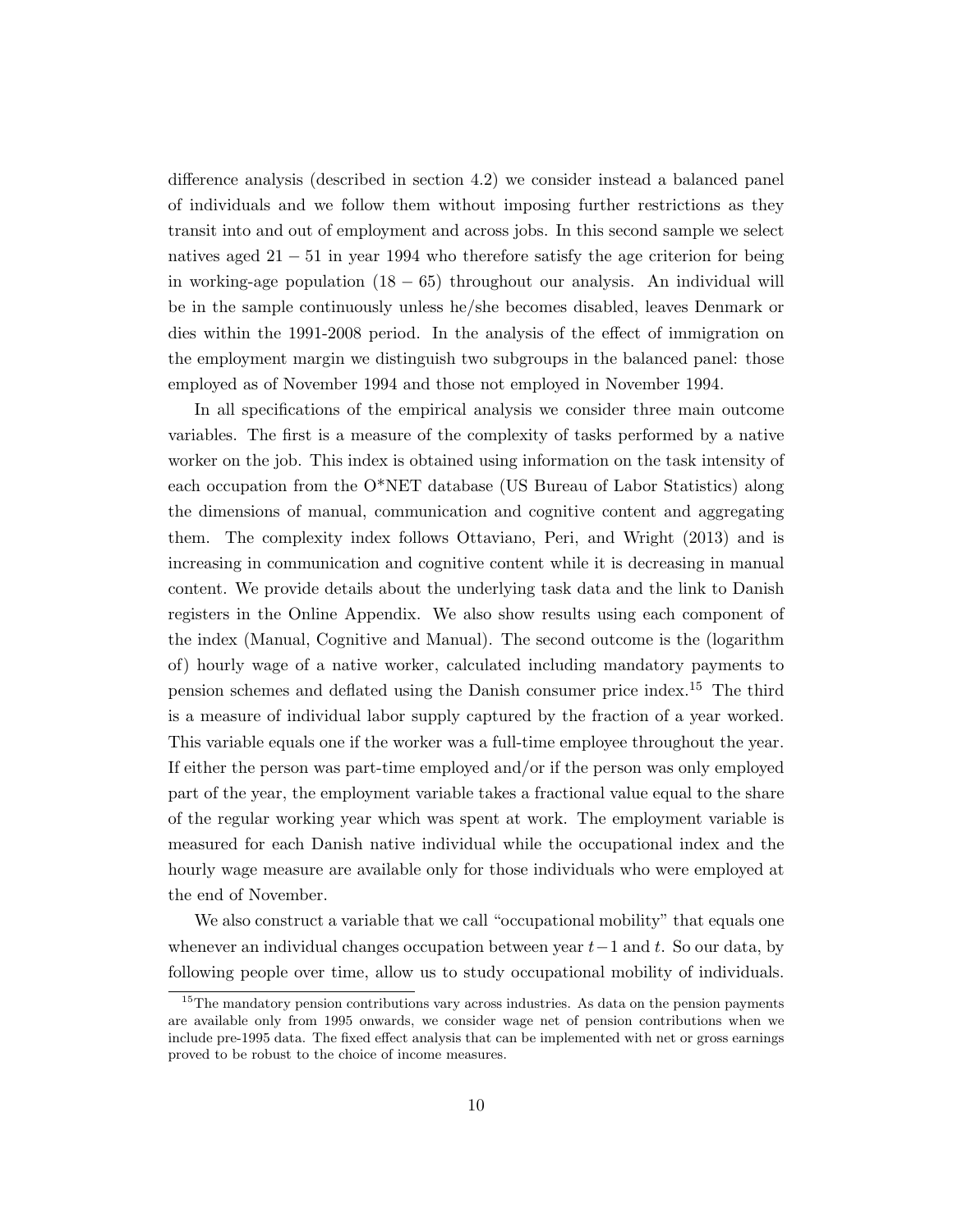difference analysis (described in section 4.2) we consider instead a balanced panel of individuals and we follow them without imposing further restrictions as they transit into and out of employment and across jobs. In this second sample we select natives aged $21-51$ in year 1994 who therefore satisfy the age criterion for being in working-age population $(18-65)$ throughout our analysis. An individual will be in the sample continuously unless he/she becomes disabled, leaves Denmark or dies within the 1991-2008 period. In the analysis of the effect of immigration on the employment margin we distinguish two subgroups in the balanced panel: those employed as of November 1994 and those not employed in November 1994.

In all specifications of the empirical analysis we consider three main outcome variables. The first is a measure of the complexity of tasks performed by a native worker on the job. This index is obtained using information on the task intensity of each occupation from the O*NET database (US Bureau of Labor Statistics) along the dimensions of manual, communication and cognitive content and aggregating them. The complexity index follows Ottaviano, Peri, and Wright (2013) and is increasing in communication and cognitive content while it is decreasing in manual content. We provide details about the underlying task data and the link to Danish registers in the Online Appendix. We also show results using each component of the index (Manual, Cognitive and Manual). The second outcome is the (logarithm of) hourly wage of a native worker, calculated including mandatory payments to pension schemes and deflated using the Danish consumer price index.[15] The third is a measure of individual labor supply captured by the fraction of a year worked. This variable equals one if the worker was a full-time employee throughout the year. If either the person was part-time employed and/or if the person was only employed part of the year, the employment variable takes a fractional value equal to the share of the regular working year which was spent at work. The employment variable is measured for each Danish native individual while the occupational index and the hourly wage measure are available only for those individuals who were employed at the end of November.

We also construct a variable that we call "occupational mobility" that equals one whenever an individual changes occupation between year $t-1$ and $t$. So our data, by following people over time, allow us to study occupational mobility of individuals.

[15] The mandatory pension contributions vary across industries. As data on the pension payments are available only from 1995 onwards, we consider wage net of pension contributions when we include pre-1995 data. The fixed effect analysis that can be implemented with net or gross earnings proved to be robust to the choice of income measures.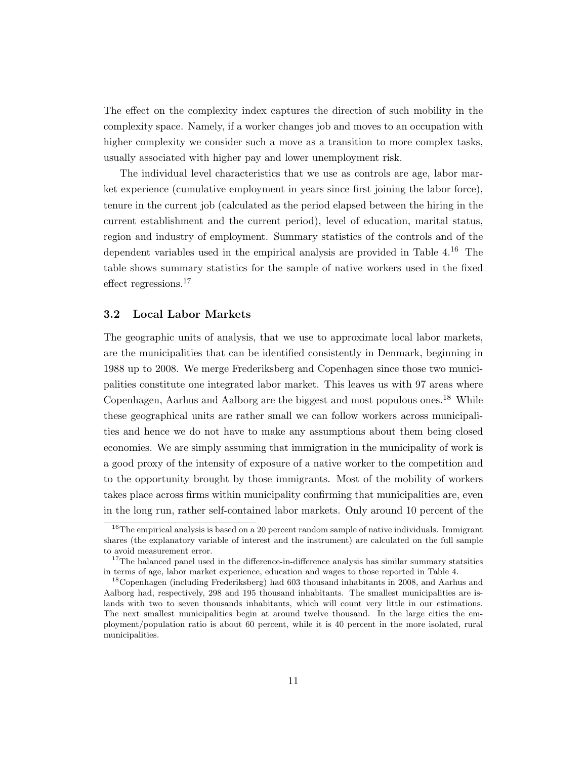The effect on the complexity index captures the direction of such mobility in the complexity space. Namely, if a worker changes job and moves to an occupation with higher complexity we consider such a move as a transition to more complex tasks, usually associated with higher pay and lower unemployment risk.

The individual level characteristics that we use as controls are age, labor market experience (cumulative employment in years since first joining the labor force), tenure in the current job (calculated as the period elapsed between the hiring in the current establishment and the current period), level of education, marital status, region and industry of employment. Summary statistics of the controls and of the dependent variables used in the empirical analysis are provided in Table 4.[16] The table shows summary statistics for the sample of native workers used in the fixed effect regressions.[17]

### 3.2 Local Labor Markets

The geographic units of analysis, that we use to approximate local labor markets, are the municipalities that can be identified consistently in Denmark, beginning in 1988 up to 2008. We merge Frederiksberg and Copenhagen since those two municipalities constitute one integrated labor market. This leaves us with 97 areas where Copenhagen, Aarhus and Aalborg are the biggest and most populous ones.[18] While these geographical units are rather small we can follow workers across municipalities and hence we do not have to make any assumptions about them being closed economies. We are simply assuming that immigration in the municipality of work is a good proxy of the intensity of exposure of a native worker to the competition and to the opportunity brought by those immigrants. Most of the mobility of workers takes place across firms within municipality confirming that municipalities are, even in the long run, rather self-contained labor markets. Only around 10 percent of the

[16] The empirical analysis is based on a 20 percent random sample of native individuals. Immigrant shares (the explanatory variable of interest and the instrument) are calculated on the full sample to avoid measurement error.

[17] The balanced panel used in the difference-in-difference analysis has similar summary statsitics in terms of age, labor market experience, education and wages to those reported in Table 4.

[18] Copenhagen (including Frederiksberg) had 603 thousand inhabitants in 2008, and Aarhus and Aalborg had, respectively, 298 and 195 thousand inhabitants. The smallest municipalities are islands with two to seven thousands inhabitants, which will count very little in our estimations. The next smallest municipalities begin at around twelve thousand. In the large cities the employment/population ratio is about 60 percent, while it is 40 percent in the more isolated, rural municipalities.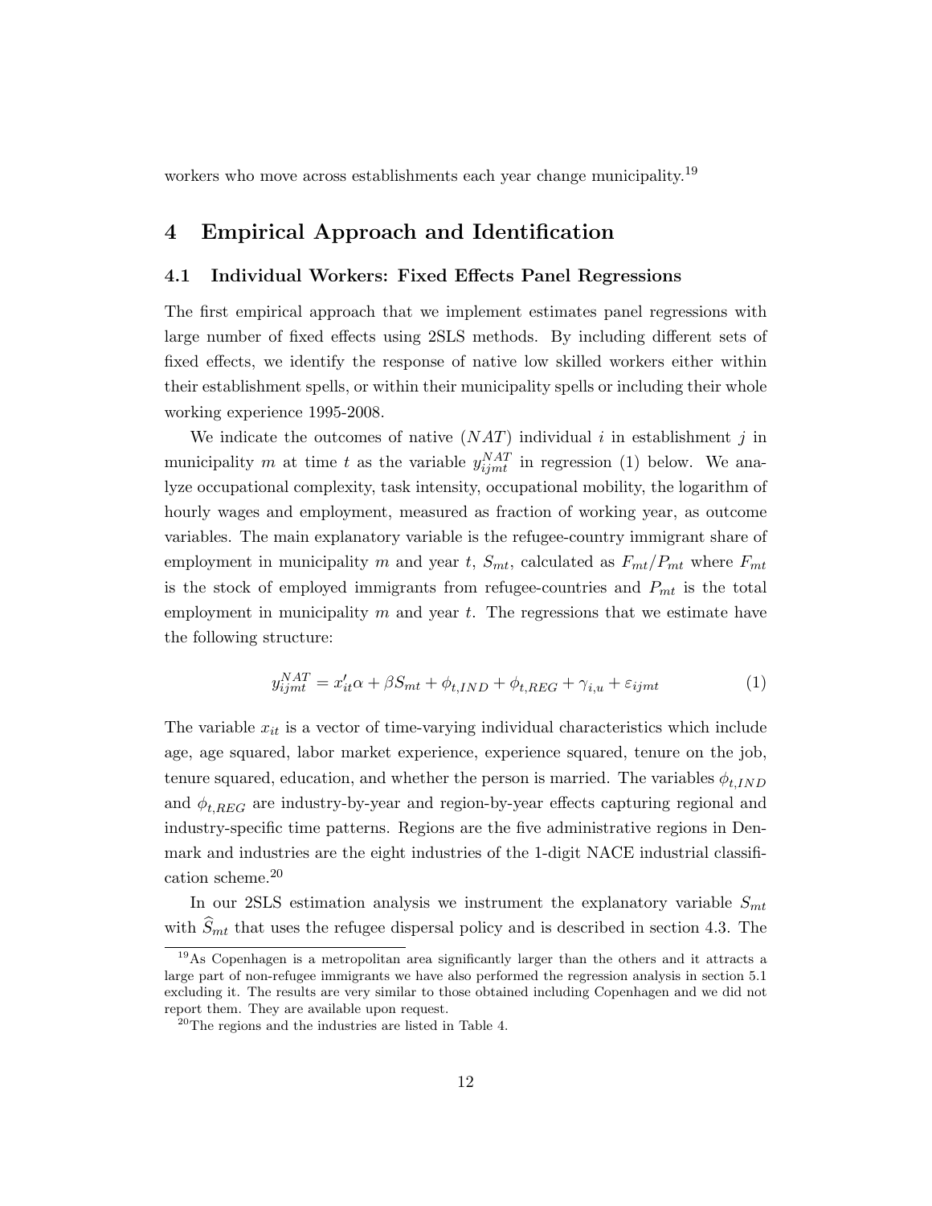workers who move across establishments each year change municipality.[19]

## 4 Empirical Approach and Identification

### 4.1 Individual Workers: Fixed Effects Panel Regressions

The first empirical approach that we implement estimates panel regressions with large number of fixed effects using 2SLS methods. By including different sets of fixed effects, we identify the response of native low skilled workers either within their establishment spells, or within their municipality spells or including their whole working experience 1995-2008.

We indicate the outcomes of native ($NAT$) individual $i$ in establishment $j$ in municipality $m$ at time $t$ as the variable $y_{ijmt}^{NAT}$ in regression (1) below. We analyze occupational complexity, task intensity, occupational mobility, the logarithm of hourly wages and employment, measured as fraction of working year, as outcome variables. The main explanatory variable is the refugee-country immigrant share of employment in municipality $m$ and year $t$, $S_{mt}$, calculated as $F_{mt}/P_{mt}$ where $F_{mt}$ is the stock of employed immigrants from refugee-countries and $P_{mt}$ is the total employment in municipality $m$ and year $t$. The regressions that we estimate have the following structure:

$$y_{ijmt}^{NAT} = x_{it}'\alpha + \beta S_{mt} + \phi_{t,IND} + \phi_{t,REG} + \gamma_{i,u} + \varepsilon_{ijmt} \tag{1}$$

The variable $x_{it}$ is a vector of time-varying individual characteristics which include age, age squared, labor market experience, experience squared, tenure on the job, tenure squared, education, and whether the person is married. The variables $\phi_{t,IND}$ and $\phi_{t,REG}$ are industry-by-year and region-by-year effects capturing regional and industry-specific time patterns. Regions are the five administrative regions in Denmark and industries are the eight industries of the 1-digit NACE industrial classification scheme.[20]

In our 2SLS estimation analysis we instrument the explanatory variable $S_{mt}$ with $\widehat{S}_{mt}$ that uses the refugee dispersal policy and is described in section 4.3. The

[19] As Copenhagen is a metropolitan area significantly larger than the others and it attracts a large part of non-refugee immigrants we have also performed the regression analysis in section 5.1 excluding it. The results are very similar to those obtained including Copenhagen and we did not report them. They are available upon request.

[20] The regions and the industries are listed in Table 4.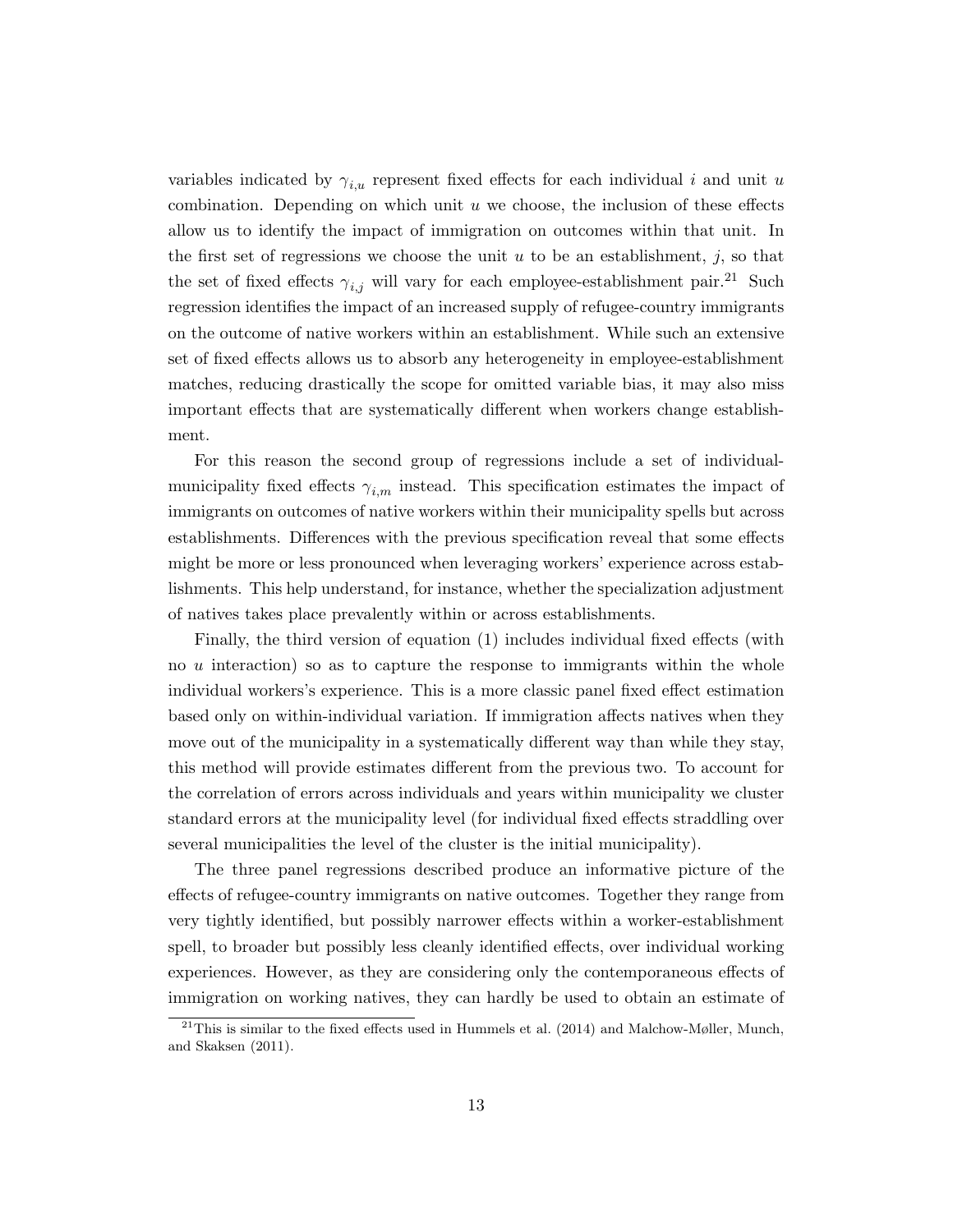variables indicated by $\gamma_{i,u}$ represent fixed effects for each individual $i$ and unit $u$ combination. Depending on which unit $u$ we choose, the inclusion of these effects allow us to identify the impact of immigration on outcomes within that unit. In the first set of regressions we choose the unit $u$ to be an establishment, $j$, so that the set of fixed effects $\gamma_{i,j}$ will vary for each employee-establishment pair.[21] Such regression identifies the impact of an increased supply of refugee-country immigrants on the outcome of native workers within an establishment. While such an extensive set of fixed effects allows us to absorb any heterogeneity in employee-establishment matches, reducing drastically the scope for omitted variable bias, it may also miss important effects that are systematically different when workers change establishment.

For this reason the second group of regressions include a set of individual-municipality fixed effects $\gamma_{i,m}$ instead. This specification estimates the impact of immigrants on outcomes of native workers within their municipality spells but across establishments. Differences with the previous specification reveal that some effects might be more or less pronounced when leveraging workers' experience across establishments. This help understand, for instance, whether the specialization adjustment of natives takes place prevalently within or across establishments.

Finally, the third version of equation (1) includes individual fixed effects (with no $u$ interaction) so as to capture the response to immigrants within the whole individual workers's experience. This is a more classic panel fixed effect estimation based only on within-individual variation. If immigration affects natives when they move out of the municipality in a systematically different way than while they stay, this method will provide estimates different from the previous two. To account for the correlation of errors across individuals and years within municipality we cluster standard errors at the municipality level (for individual fixed effects straddling over several municipalities the level of the cluster is the initial municipality).

The three panel regressions described produce an informative picture of the effects of refugee-country immigrants on native outcomes. Together they range from very tightly identified, but possibly narrower effects within a worker-establishment spell, to broader but possibly less cleanly identified effects, over individual working experiences. However, as they are considering only the contemporaneous effects of immigration on working natives, they can hardly be used to obtain an estimate of

[21] This is similar to the fixed effects used in Hummels et al. (2014) and Malchow-Møller, Munch, and Skaksen (2011).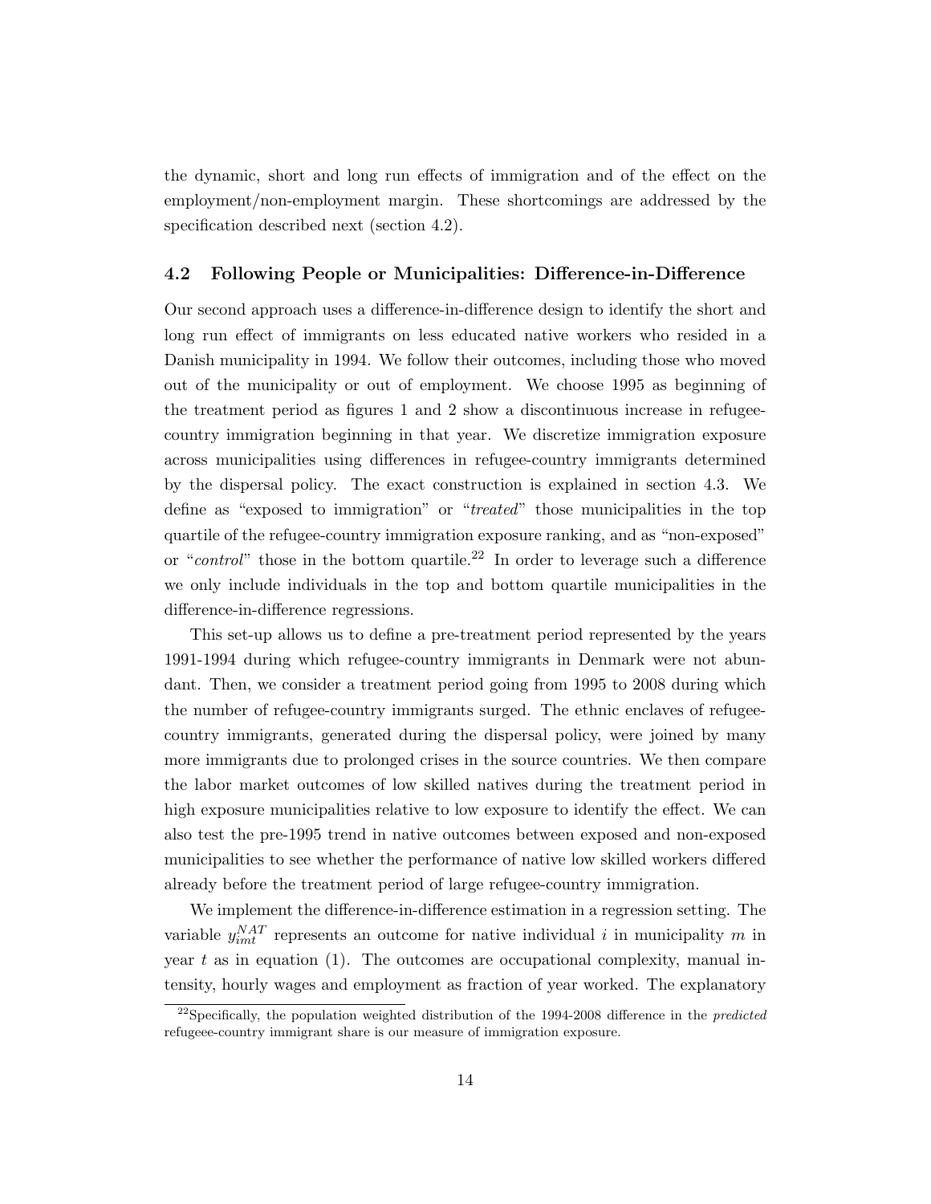the dynamic, short and long run effects of immigration and of the effect on the employment/non-employment margin. These shortcomings are addressed by the specification described next (section 4.2).

### 4.2 Following People or Municipalities: Difference-in-Difference

Our second approach uses a difference-in-difference design to identify the short and long run effect of immigrants on less educated native workers who resided in a Danish municipality in 1994. We follow their outcomes, including those who moved out of the municipality or out of employment. We choose 1995 as beginning of the treatment period as figures 1 and 2 show a discontinuous increase in refugee-country immigration beginning in that year. We discretize immigration exposure across municipalities using differences in refugee-country immigrants determined by the dispersal policy. The exact construction is explained in section 4.3. We define as "exposed to immigration" or "*treated*" those municipalities in the top quartile of the refugee-country immigration exposure ranking, and as "non-exposed" or "*control*" those in the bottom quartile.[22] In order to leverage such a difference we only include individuals in the top and bottom quartile municipalities in the difference-in-difference regressions.

This set-up allows us to define a pre-treatment period represented by the years 1991-1994 during which refugee-country immigrants in Denmark were not abundant. Then, we consider a treatment period going from 1995 to 2008 during which the number of refugee-country immigrants surged. The ethnic enclaves of refugee-country immigrants, generated during the dispersal policy, were joined by many more immigrants due to prolonged crises in the source countries. We then compare the labor market outcomes of low skilled natives during the treatment period in high exposure municipalities relative to low exposure to identify the effect. We can also test the pre-1995 trend in native outcomes between exposed and non-exposed municipalities to see whether the performance of native low skilled workers differed already before the treatment period of large refugee-country immigration.

We implement the difference-in-difference estimation in a regression setting. The variable $y_{imt}^{NAT}$ represents an outcome for native individual $i$ in municipality $m$ in year $t$ as in equation (1). The outcomes are occupational complexity, manual intensity, hourly wages and employment as fraction of year worked. The explanatory

[22]Specifically, the population weighted distribution of the 1994-2008 difference in the *predicted* refugeee-country immigrant share is our measure of immigration exposure.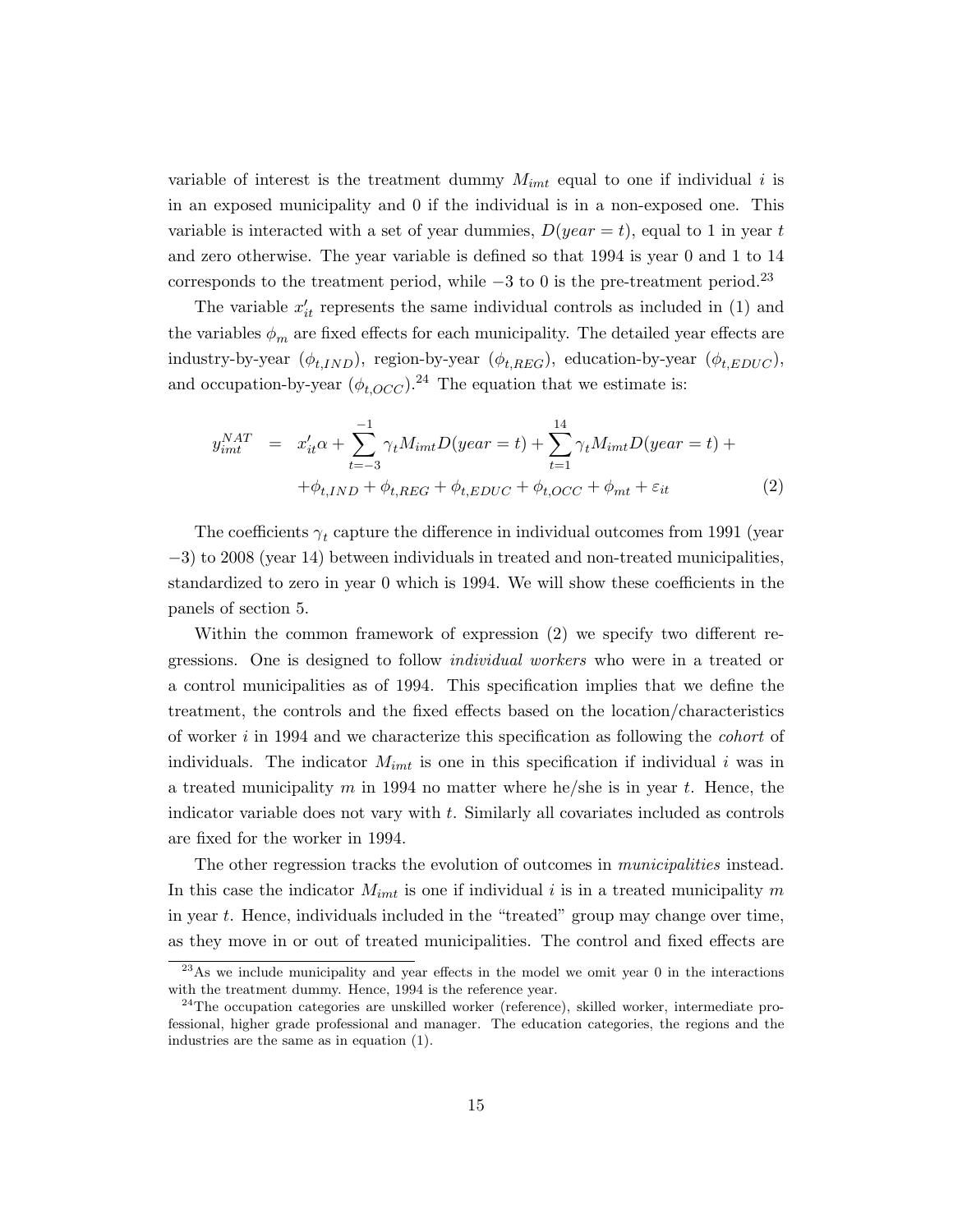variable of interest is the treatment dummy $M_{imt}$ equal to one if individual $i$ is in an exposed municipality and 0 if the individual is in a non-exposed one. This variable is interacted with a set of year dummies, $D(year = t)$, equal to 1 in year $t$ and zero otherwise. The year variable is defined so that 1994 is year 0 and 1 to 14 corresponds to the treatment period, while $-3$ to 0 is the pre-treatment period.[23]

The variable $x'_{it}$ represents the same individual controls as included in (1) and the variables $\phi_m$ are fixed effects for each municipality. The detailed year effects are industry-by-year ($\phi_{t,IND}$), region-by-year ($\phi_{t,REG}$), education-by-year ($\phi_{t,EDUC}$), and occupation-by-year ($\phi_{t,OCC}$).[24] The equation that we estimate is:

$$
\begin{aligned}
y_{imt}^{NAT} &= x'_{it}\alpha + \sum_{t=-3}^{-1} \gamma_t M_{imt} D(year = t) + \sum_{t=1}^{14} \gamma_t M_{imt} D(year = t) + \\
&\quad + \phi_{t,IND} + \phi_{t,REG} + \phi_{t,EDUC} + \phi_{t,OCC} + \phi_{mt} + \varepsilon_{it} \qquad (2)
\end{aligned}
$$

The coefficients $\gamma_t$ capture the difference in individual outcomes from 1991 (year $-3$) to 2008 (year 14) between individuals in treated and non-treated municipalities, standardized to zero in year 0 which is 1994. We will show these coefficients in the panels of section 5.

Within the common framework of expression (2) we specify two different regressions. One is designed to follow *individual workers* who were in a treated or a control municipalities as of 1994. This specification implies that we define the treatment, the controls and the fixed effects based on the location/characteristics of worker $i$ in 1994 and we characterize this specification as following the *cohort* of individuals. The indicator $M_{imt}$ is one in this specification if individual $i$ was in a treated municipality $m$ in 1994 no matter where he/she is in year $t$. Hence, the indicator variable does not vary with $t$. Similarly all covariates included as controls are fixed for the worker in 1994.

The other regression tracks the evolution of outcomes in *municipalities* instead. In this case the indicator $M_{imt}$ is one if individual $i$ is in a treated municipality $m$ in year $t$. Hence, individuals included in the "treated" group may change over time, as they move in or out of treated municipalities. The control and fixed effects are

[23] As we include municipality and year effects in the model we omit year 0 in the interactions with the treatment dummy. Hence, 1994 is the reference year.

[24] The occupation categories are unskilled worker (reference), skilled worker, intermediate professional, higher grade professional and manager. The education categories, the regions and the industries are the same as in equation (1).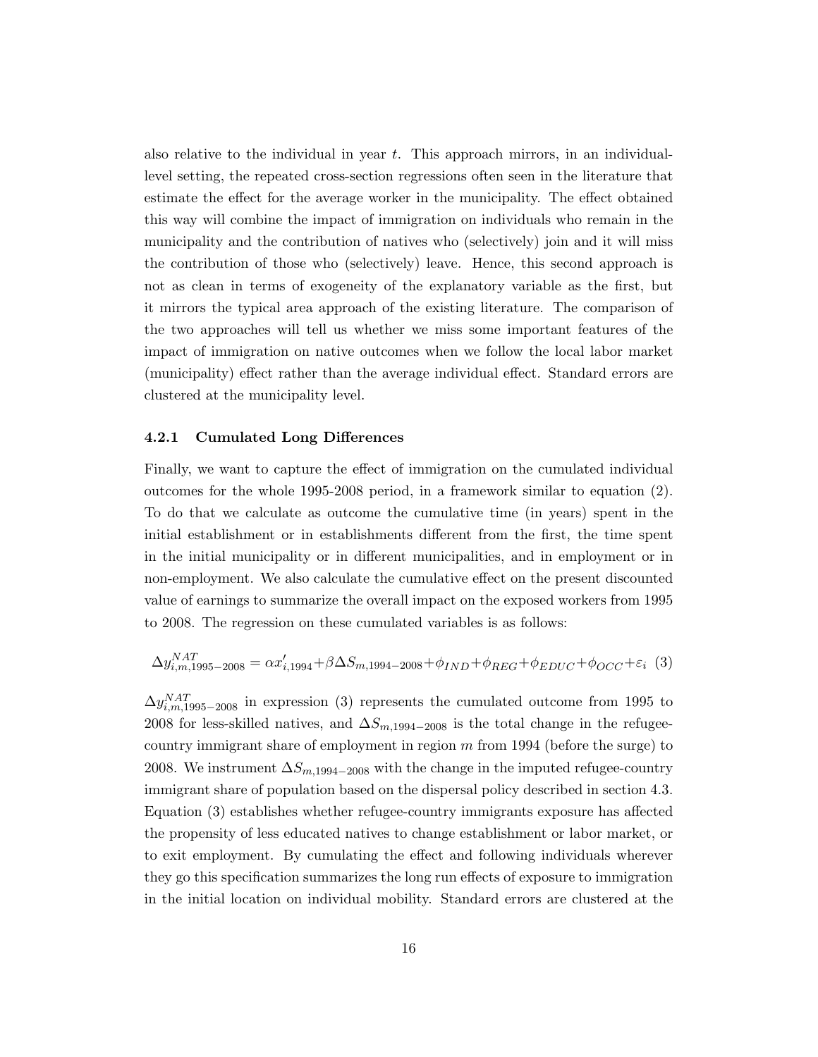also relative to the individual in year $t$. This approach mirrors, in an individual-level setting, the repeated cross-section regressions often seen in the literature that estimate the effect for the average worker in the municipality. The effect obtained this way will combine the impact of immigration on individuals who remain in the municipality and the contribution of natives who (selectively) join and it will miss the contribution of those who (selectively) leave. Hence, this second approach is not as clean in terms of exogeneity of the explanatory variable as the first, but it mirrors the typical area approach of the existing literature. The comparison of the two approaches will tell us whether we miss some important features of the impact of immigration on native outcomes when we follow the local labor market (municipality) effect rather than the average individual effect. Standard errors are clustered at the municipality level.

### 4.2.1 Cumulated Long Differences

Finally, we want to capture the effect of immigration on the cumulated individual outcomes for the whole 1995-2008 period, in a framework similar to equation (2). To do that we calculate as outcome the cumulative time (in years) spent in the initial establishment or in establishments different from the first, the time spent in the initial municipality or in different municipalities, and in employment or in non-employment. We also calculate the cumulative effect on the present discounted value of earnings to summarize the overall impact on the exposed workers from 1995 to 2008. The regression on these cumulated variables is as follows:

$$\Delta y_{i,m,1995-2008}^{NAT} = \alpha x_{i,1994}' + \beta \Delta S_{m,1994-2008} + \phi_{IND} + \phi_{REG} + \phi_{EDUC} + \phi_{OCC} + \varepsilon_i \quad (3)$$

$\Delta y_{i,m,1995-2008}^{NAT}$ in expression (3) represents the cumulated outcome from 1995 to 2008 for less-skilled natives, and $\Delta S_{m,1994-2008}$ is the total change in the refugee-country immigrant share of employment in region $m$ from 1994 (before the surge) to 2008. We instrument $\Delta S_{m,1994-2008}$ with the change in the imputed refugee-country immigrant share of population based on the dispersal policy described in section 4.3. Equation (3) establishes whether refugee-country immigrants exposure has affected the propensity of less educated natives to change establishment or labor market, or to exit employment. By cumulating the effect and following individuals wherever they go this specification summarizes the long run effects of exposure to immigration in the initial location on individual mobility. Standard errors are clustered at the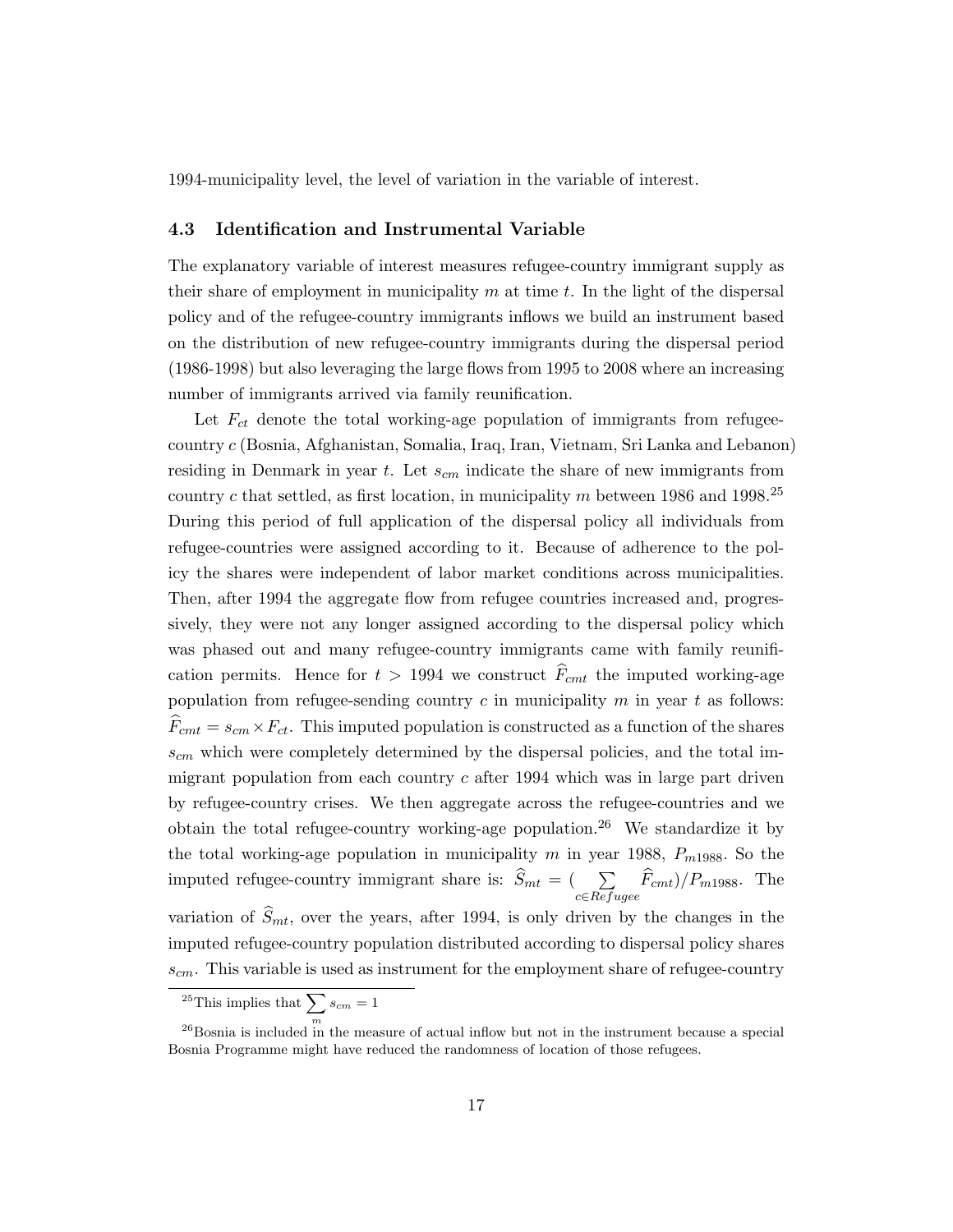1994-municipality level, the level of variation in the variable of interest.

### 4.3 Identification and Instrumental Variable

The explanatory variable of interest measures refugee-country immigrant supply as their share of employment in municipality $m$ at time $t$. In the light of the dispersal policy and of the refugee-country immigrants inflows we build an instrument based on the distribution of new refugee-country immigrants during the dispersal period (1986-1998) but also leveraging the large flows from 1995 to 2008 where an increasing number of immigrants arrived via family reunification.

Let $F_{ct}$ denote the total working-age population of immigrants from refugee-country $c$ (Bosnia, Afghanistan, Somalia, Iraq, Iran, Vietnam, Sri Lanka and Lebanon) residing in Denmark in year $t$. Let $s_{cm}$ indicate the share of new immigrants from country $c$ that settled, as first location, in municipality $m$ between 1986 and 1998.[25] During this period of full application of the dispersal policy all individuals from refugee-countries were assigned according to it. Because of adherence to the policy the shares were independent of labor market conditions across municipalities. Then, after 1994 the aggregate flow from refugee countries increased and, progressively, they were not any longer assigned according to the dispersal policy which was phased out and many refugee-country immigrants came with family reunification permits. Hence for $t > 1994$ we construct $\widehat{F}_{cmt}$ the imputed working-age population from refugee-sending country $c$ in municipality $m$ in year $t$ as follows: $\widehat{F}_{cmt} = s_{cm} \times F_{ct}$. This imputed population is constructed as a function of the shares $s_{cm}$ which were completely determined by the dispersal policies, and the total immigrant population from each country $c$ after 1994 which was in large part driven by refugee-country crises. We then aggregate across the refugee-countries and we obtain the total refugee-country working-age population.[26] We standardize it by the total working-age population in municipality $m$ in year 1988, $P_{m1988}$. So the imputed refugee-country immigrant share is: $\widehat{S}_{mt} = (\sum_{c \in Refugee} \widehat{F}_{cmt})/P_{m1988}$. The variation of $\widehat{S}_{mt}$, over the years, after 1994, is only driven by the changes in the imputed refugee-country population distributed according to dispersal policy shares $s_{cm}$. This variable is used as instrument for the employment share of refugee-country

[25] This implies that $\sum_{m} s_{cm} = 1$

[26] Bosnia is included in the measure of actual inflow but not in the instrument because a special Bosnia Programme might have reduced the randomness of location of those refugees.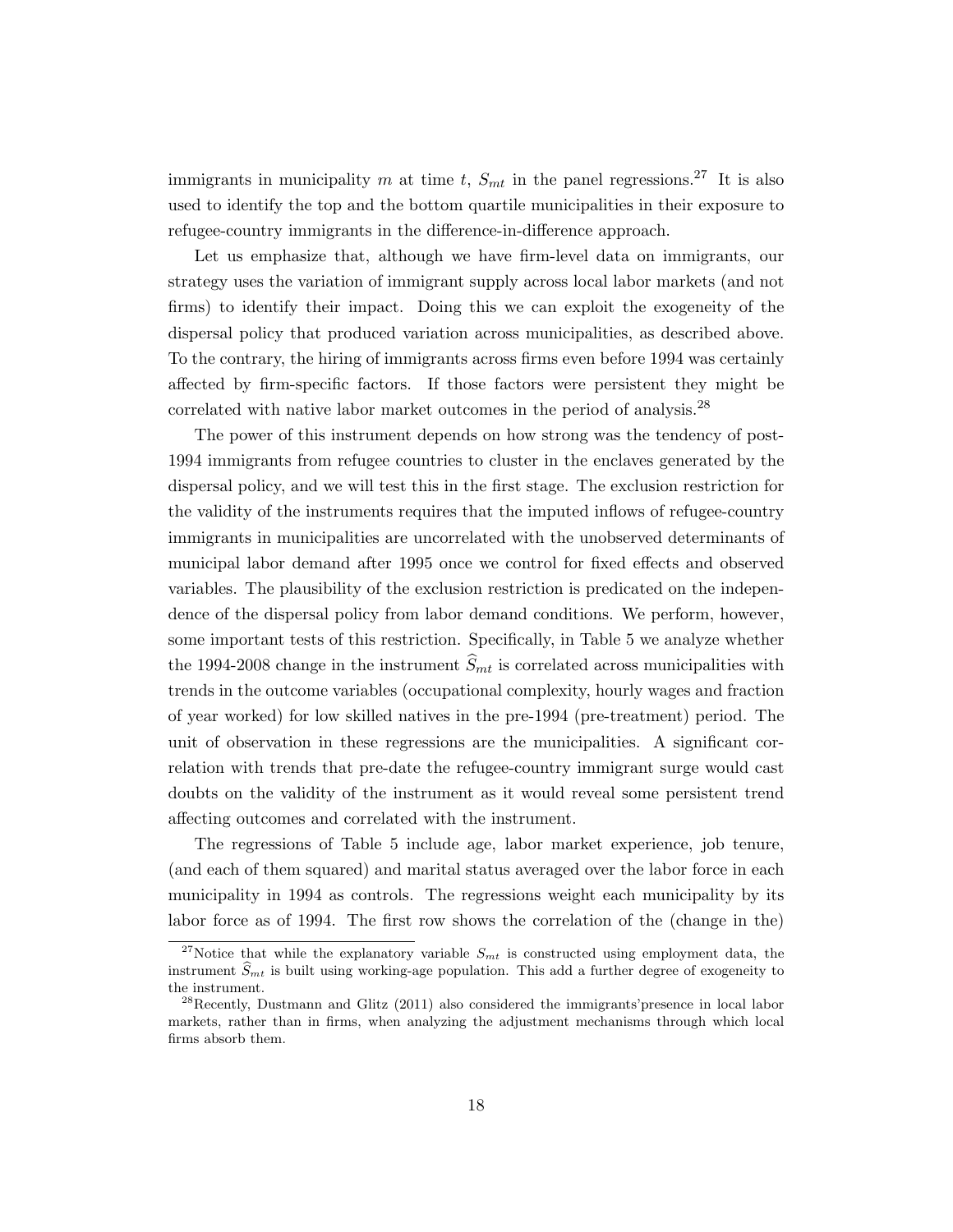immigrants in municipality $m$ at time $t$, $S_{mt}$ in the panel regressions.[27] It is also used to identify the top and the bottom quartile municipalities in their exposure to refugee-country immigrants in the difference-in-difference approach.

Let us emphasize that, although we have firm-level data on immigrants, our strategy uses the variation of immigrant supply across local labor markets (and not firms) to identify their impact. Doing this we can exploit the exogeneity of the dispersal policy that produced variation across municipalities, as described above. To the contrary, the hiring of immigrants across firms even before 1994 was certainly affected by firm-specific factors. If those factors were persistent they might be correlated with native labor market outcomes in the period of analysis.[28]

The power of this instrument depends on how strong was the tendency of post-1994 immigrants from refugee countries to cluster in the enclaves generated by the dispersal policy, and we will test this in the first stage. The exclusion restriction for the validity of the instruments requires that the imputed inflows of refugee-country immigrants in municipalities are uncorrelated with the unobserved determinants of municipal labor demand after 1995 once we control for fixed effects and observed variables. The plausibility of the exclusion restriction is predicated on the independence of the dispersal policy from labor demand conditions. We perform, however, some important tests of this restriction. Specifically, in Table 5 we analyze whether the 1994-2008 change in the instrument $\widehat{S}_{mt}$ is correlated across municipalities with trends in the outcome variables (occupational complexity, hourly wages and fraction of year worked) for low skilled natives in the pre-1994 (pre-treatment) period. The unit of observation in these regressions are the municipalities. A significant correlation with trends that pre-date the refugee-country immigrant surge would cast doubts on the validity of the instrument as it would reveal some persistent trend affecting outcomes and correlated with the instrument.

The regressions of Table 5 include age, labor market experience, job tenure, (and each of them squared) and marital status averaged over the labor force in each municipality in 1994 as controls. The regressions weight each municipality by its labor force as of 1994. The first row shows the correlation of the (change in the)

[27] Notice that while the explanatory variable $S_{mt}$ is constructed using employment data, the instrument $\widehat{S}_{mt}$ is built using working-age population. This add a further degree of exogeneity to the instrument.

[28] Recently, Dustmann and Glitz (2011) also considered the immigrants'presence in local labor markets, rather than in firms, when analyzing the adjustment mechanisms through which local firms absorb them.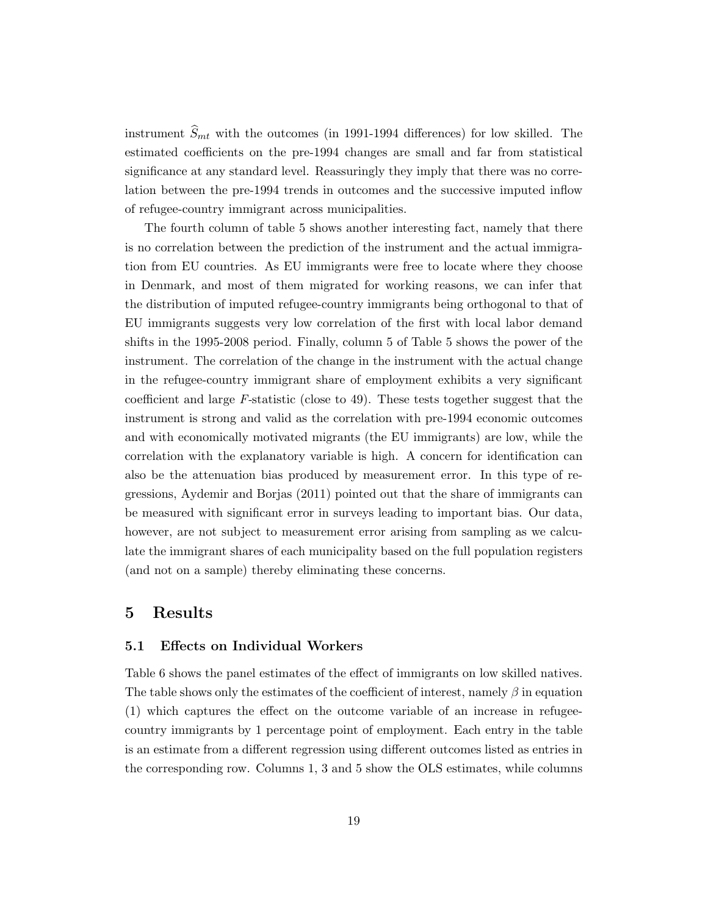instrument $\widehat{S}_{mt}$ with the outcomes (in 1991-1994 differences) for low skilled. The estimated coefficients on the pre-1994 changes are small and far from statistical significance at any standard level. Reassuringly they imply that there was no correlation between the pre-1994 trends in outcomes and the successive imputed inflow of refugee-country immigrant across municipalities.

The fourth column of table 5 shows another interesting fact, namely that there is no correlation between the prediction of the instrument and the actual immigration from EU countries. As EU immigrants were free to locate where they choose in Denmark, and most of them migrated for working reasons, we can infer that the distribution of imputed refugee-country immigrants being orthogonal to that of EU immigrants suggests very low correlation of the first with local labor demand shifts in the 1995-2008 period. Finally, column 5 of Table 5 shows the power of the instrument. The correlation of the change in the instrument with the actual change in the refugee-country immigrant share of employment exhibits a very significant coefficient and large $F$-statistic (close to 49). These tests together suggest that the instrument is strong and valid as the correlation with pre-1994 economic outcomes and with economically motivated migrants (the EU immigrants) are low, while the correlation with the explanatory variable is high. A concern for identification can also be the attenuation bias produced by measurement error. In this type of regressions, Aydemir and Borjas (2011) pointed out that the share of immigrants can be measured with significant error in surveys leading to important bias. Our data, however, are not subject to measurement error arising from sampling as we calculate the immigrant shares of each municipality based on the full population registers (and not on a sample) thereby eliminating these concerns.

# 5 Results

## 5.1 Effects on Individual Workers

Table 6 shows the panel estimates of the effect of immigrants on low skilled natives. The table shows only the estimates of the coefficient of interest, namely $\beta$ in equation (1) which captures the effect on the outcome variable of an increase in refugee-country immigrants by 1 percentage point of employment. Each entry in the table is an estimate from a different regression using different outcomes listed as entries in the corresponding row. Columns 1, 3 and 5 show the OLS estimates, while columns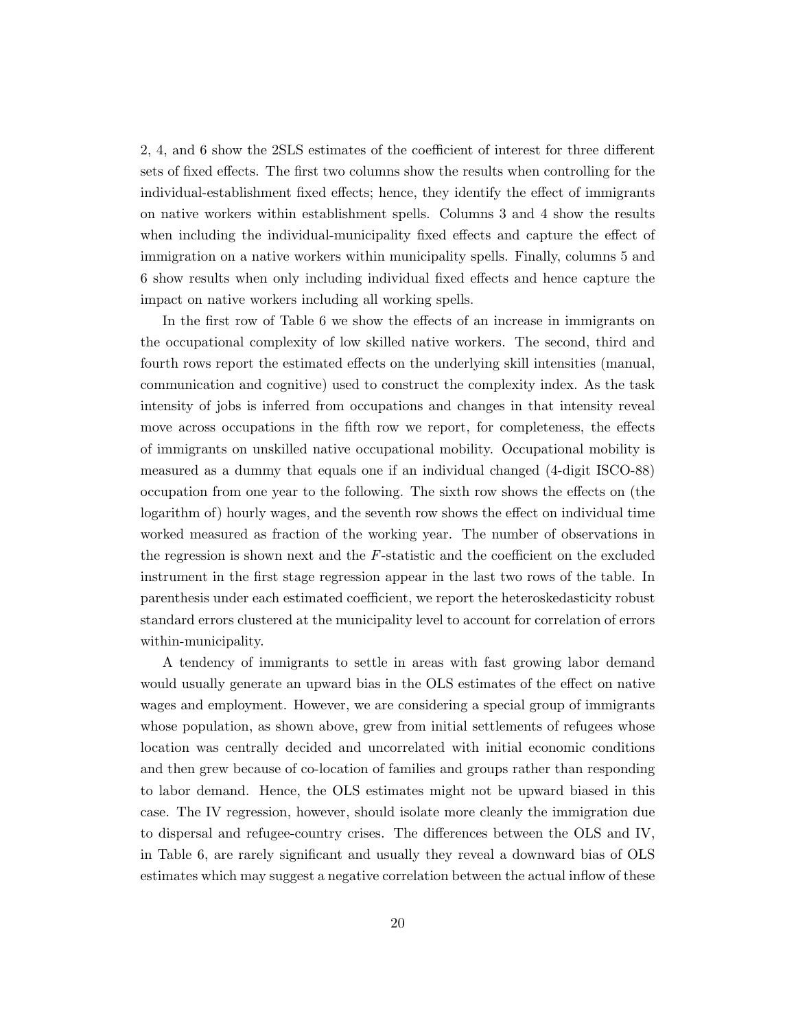2, 4, and 6 show the 2SLS estimates of the coefficient of interest for three different sets of fixed effects. The first two columns show the results when controlling for the individual-establishment fixed effects; hence, they identify the effect of immigrants on native workers within establishment spells. Columns 3 and 4 show the results when including the individual-municipality fixed effects and capture the effect of immigration on a native workers within municipality spells. Finally, columns 5 and 6 show results when only including individual fixed effects and hence capture the impact on native workers including all working spells.

In the first row of Table 6 we show the effects of an increase in immigrants on the occupational complexity of low skilled native workers. The second, third and fourth rows report the estimated effects on the underlying skill intensities (manual, communication and cognitive) used to construct the complexity index. As the task intensity of jobs is inferred from occupations and changes in that intensity reveal move across occupations in the fifth row we report, for completeness, the effects of immigrants on unskilled native occupational mobility. Occupational mobility is measured as a dummy that equals one if an individual changed (4-digit ISCO-88) occupation from one year to the following. The sixth row shows the effects on (the logarithm of) hourly wages, and the seventh row shows the effect on individual time worked measured as fraction of the working year. The number of observations in the regression is shown next and the $F$-statistic and the coefficient on the excluded instrument in the first stage regression appear in the last two rows of the table. In parenthesis under each estimated coefficient, we report the heteroskedasticity robust standard errors clustered at the municipality level to account for correlation of errors within-municipality.

A tendency of immigrants to settle in areas with fast growing labor demand would usually generate an upward bias in the OLS estimates of the effect on native wages and employment. However, we are considering a special group of immigrants whose population, as shown above, grew from initial settlements of refugees whose location was centrally decided and uncorrelated with initial economic conditions and then grew because of co-location of families and groups rather than responding to labor demand. Hence, the OLS estimates might not be upward biased in this case. The IV regression, however, should isolate more cleanly the immigration due to dispersal and refugee-country crises. The differences between the OLS and IV, in Table 6, are rarely significant and usually they reveal a downward bias of OLS estimates which may suggest a negative correlation between the actual inflow of these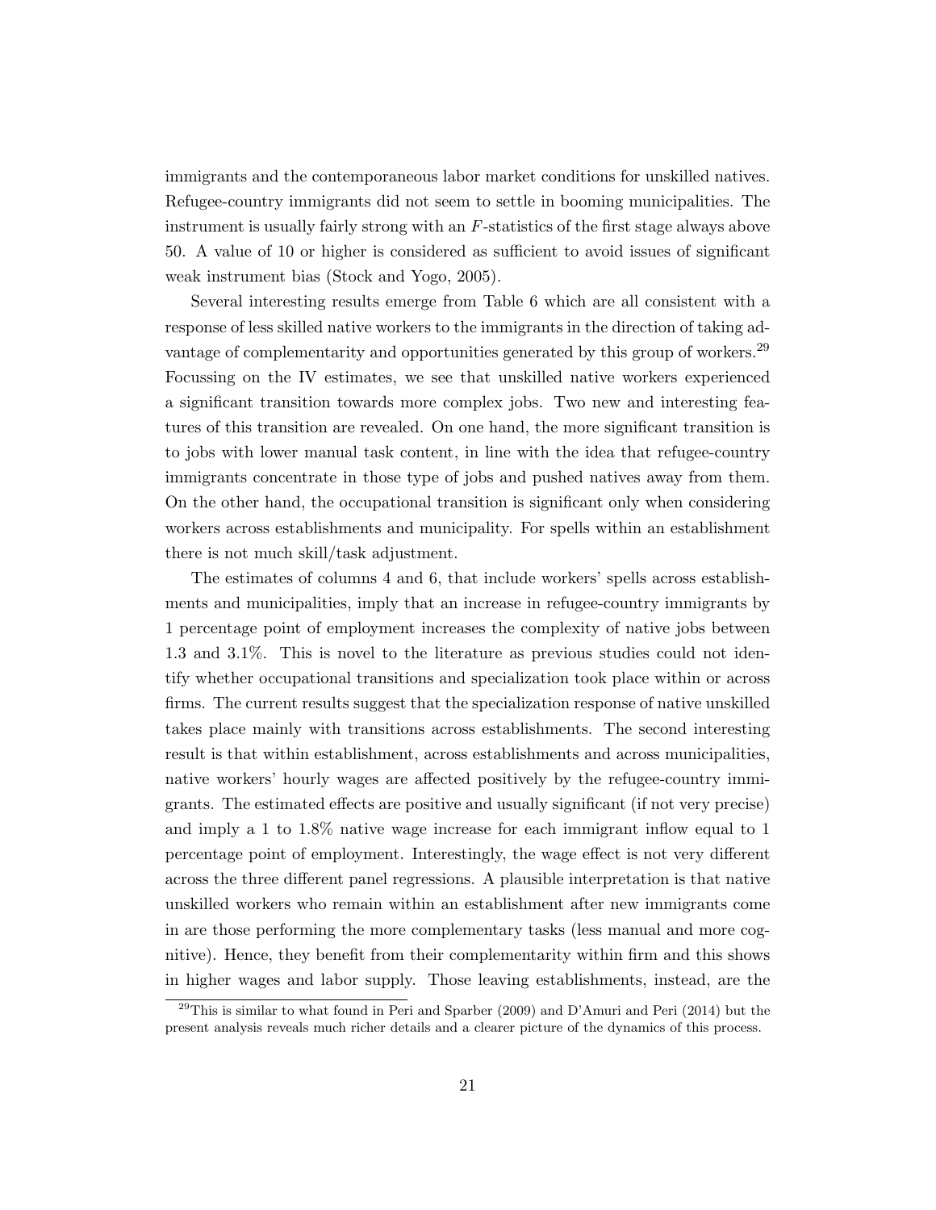immigrants and the contemporaneous labor market conditions for unskilled natives. Refugee-country immigrants did not seem to settle in booming municipalities. The instrument is usually fairly strong with an $F$-statistics of the first stage always above 50. A value of 10 or higher is considered as sufficient to avoid issues of significant weak instrument bias (Stock and Yogo, 2005).

Several interesting results emerge from Table 6 which are all consistent with a response of less skilled native workers to the immigrants in the direction of taking advantage of complementarity and opportunities generated by this group of workers.[29] Focussing on the IV estimates, we see that unskilled native workers experienced a significant transition towards more complex jobs. Two new and interesting features of this transition are revealed. On one hand, the more significant transition is to jobs with lower manual task content, in line with the idea that refugee-country immigrants concentrate in those type of jobs and pushed natives away from them. On the other hand, the occupational transition is significant only when considering workers across establishments and municipality. For spells within an establishment there is not much skill/task adjustment.

The estimates of columns 4 and 6, that include workers' spells across establishments and municipalities, imply that an increase in refugee-country immigrants by 1 percentage point of employment increases the complexity of native jobs between 1.3 and 3.1%. This is novel to the literature as previous studies could not identify whether occupational transitions and specialization took place within or across firms. The current results suggest that the specialization response of native unskilled takes place mainly with transitions across establishments. The second interesting result is that within establishment, across establishments and across municipalities, native workers' hourly wages are affected positively by the refugee-country immigrants. The estimated effects are positive and usually significant (if not very precise) and imply a 1 to 1.8% native wage increase for each immigrant inflow equal to 1 percentage point of employment. Interestingly, the wage effect is not very different across the three different panel regressions. A plausible interpretation is that native unskilled workers who remain within an establishment after new immigrants come in are those performing the more complementary tasks (less manual and more cognitive). Hence, they benefit from their complementarity within firm and this shows in higher wages and labor supply. Those leaving establishments, instead, are the

[29] This is similar to what found in Peri and Sparber (2009) and D'Amuri and Peri (2014) but the present analysis reveals much richer details and a clearer picture of the dynamics of this process.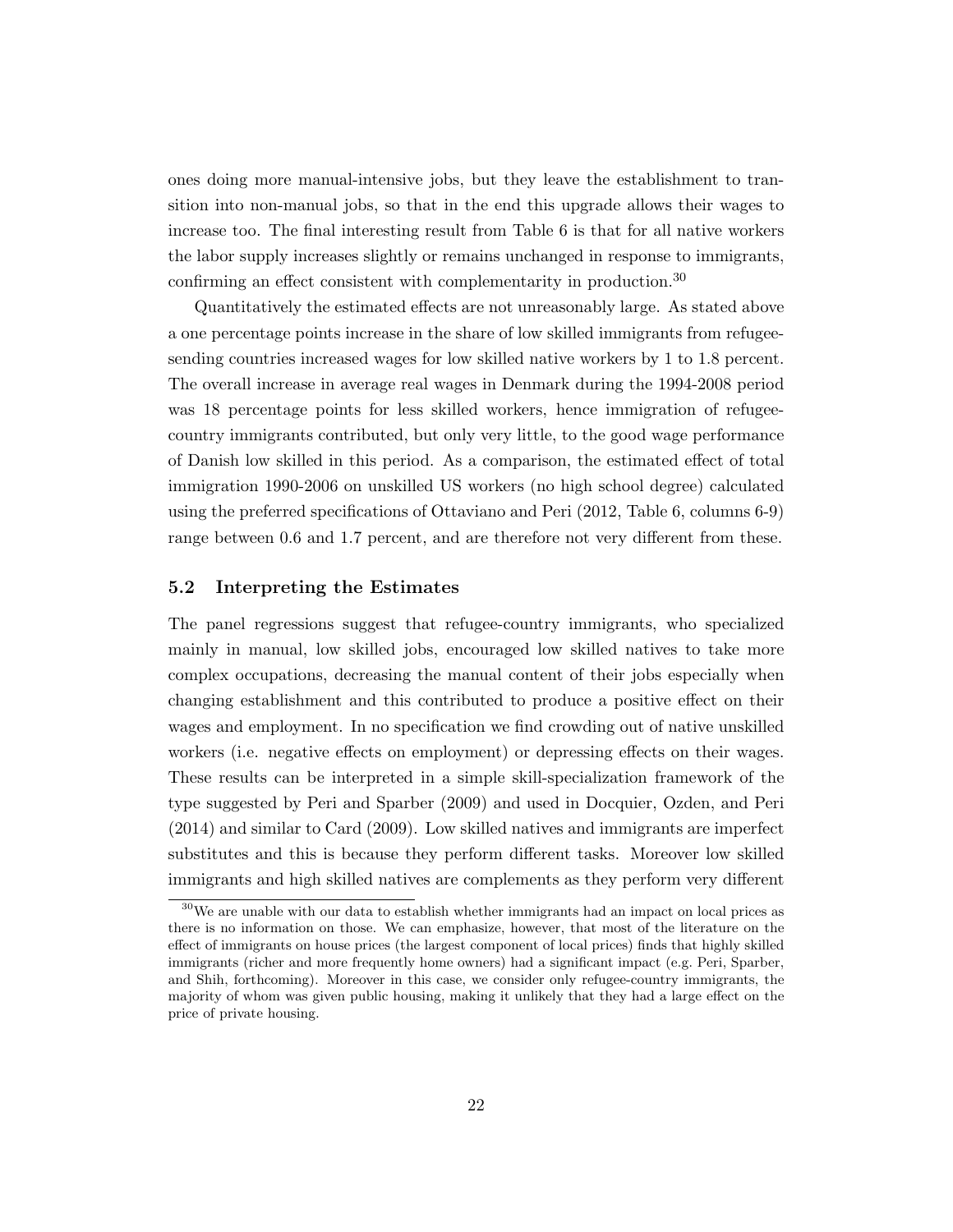ones doing more manual-intensive jobs, but they leave the establishment to transition into non-manual jobs, so that in the end this upgrade allows their wages to increase too. The final interesting result from Table 6 is that for all native workers the labor supply increases slightly or remains unchanged in response to immigrants, confirming an effect consistent with complementarity in production.[30]

Quantitatively the estimated effects are not unreasonably large. As stated above a one percentage points increase in the share of low skilled immigrants from refugee-sending countries increased wages for low skilled native workers by 1 to 1.8 percent. The overall increase in average real wages in Denmark during the 1994-2008 period was 18 percentage points for less skilled workers, hence immigration of refugee-country immigrants contributed, but only very little, to the good wage performance of Danish low skilled in this period. As a comparison, the estimated effect of total immigration 1990-2006 on unskilled US workers (no high school degree) calculated using the preferred specifications of Ottaviano and Peri (2012, Table 6, columns 6-9) range between 0.6 and 1.7 percent, and are therefore not very different from these.

### 5.2 Interpreting the Estimates

The panel regressions suggest that refugee-country immigrants, who specialized mainly in manual, low skilled jobs, encouraged low skilled natives to take more complex occupations, decreasing the manual content of their jobs especially when changing establishment and this contributed to produce a positive effect on their wages and employment. In no specification we find crowding out of native unskilled workers (i.e. negative effects on employment) or depressing effects on their wages. These results can be interpreted in a simple skill-specialization framework of the type suggested by Peri and Sparber (2009) and used in Docquier, Ozden, and Peri (2014) and similar to Card (2009). Low skilled natives and immigrants are imperfect substitutes and this is because they perform different tasks. Moreover low skilled immigrants and high skilled natives are complements as they perform very different

[30] We are unable with our data to establish whether immigrants had an impact on local prices as there is no information on those. We can emphasize, however, that most of the literature on the effect of immigrants on house prices (the largest component of local prices) finds that highly skilled immigrants (richer and more frequently home owners) had a significant impact (e.g. Peri, Sparber, and Shih, forthcoming). Moreover in this case, we consider only refugee-country immigrants, the majority of whom was given public housing, making it unlikely that they had a large effect on the price of private housing.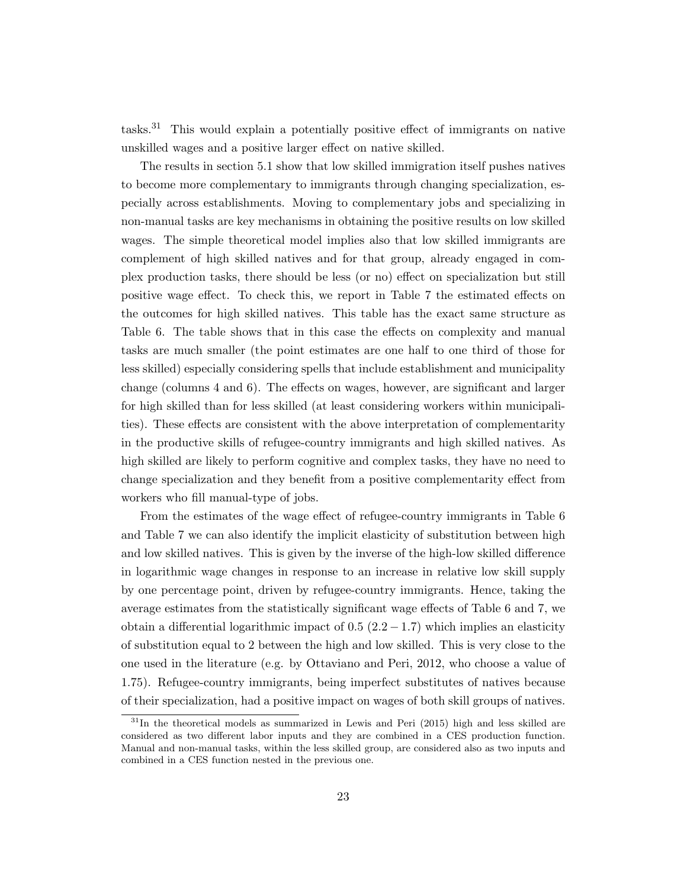tasks.[31] This would explain a potentially positive effect of immigrants on native unskilled wages and a positive larger effect on native skilled.

The results in section 5.1 show that low skilled immigration itself pushes natives to become more complementary to immigrants through changing specialization, especially across establishments. Moving to complementary jobs and specializing in non-manual tasks are key mechanisms in obtaining the positive results on low skilled wages. The simple theoretical model implies also that low skilled immigrants are complement of high skilled natives and for that group, already engaged in complex production tasks, there should be less (or no) effect on specialization but still positive wage effect. To check this, we report in Table 7 the estimated effects on the outcomes for high skilled natives. This table has the exact same structure as Table 6. The table shows that in this case the effects on complexity and manual tasks are much smaller (the point estimates are one half to one third of those for less skilled) especially considering spells that include establishment and municipality change (columns 4 and 6). The effects on wages, however, are significant and larger for high skilled than for less skilled (at least considering workers within municipalities). These effects are consistent with the above interpretation of complementarity in the productive skills of refugee-country immigrants and high skilled natives. As high skilled are likely to perform cognitive and complex tasks, they have no need to change specialization and they benefit from a positive complementarity effect from workers who fill manual-type of jobs.

From the estimates of the wage effect of refugee-country immigrants in Table 6 and Table 7 we can also identify the implicit elasticity of substitution between high and low skilled natives. This is given by the inverse of the high-low skilled difference in logarithmic wage changes in response to an increase in relative low skill supply by one percentage point, driven by refugee-country immigrants. Hence, taking the average estimates from the statistically significant wage effects of Table 6 and 7, we obtain a differential logarithmic impact of 0.5 $(2.2 - 1.7)$ which implies an elasticity of substitution equal to 2 between the high and low skilled. This is very close to the one used in the literature (e.g. by Ottaviano and Peri, 2012, who choose a value of 1.75). Refugee-country immigrants, being imperfect substitutes of natives because of their specialization, had a positive impact on wages of both skill groups of natives.

[31] In the theoretical models as summarized in Lewis and Peri (2015) high and less skilled are considered as two different labor inputs and they are combined in a CES production function. Manual and non-manual tasks, within the less skilled group, are considered also as two inputs and combined in a CES function nested in the previous one.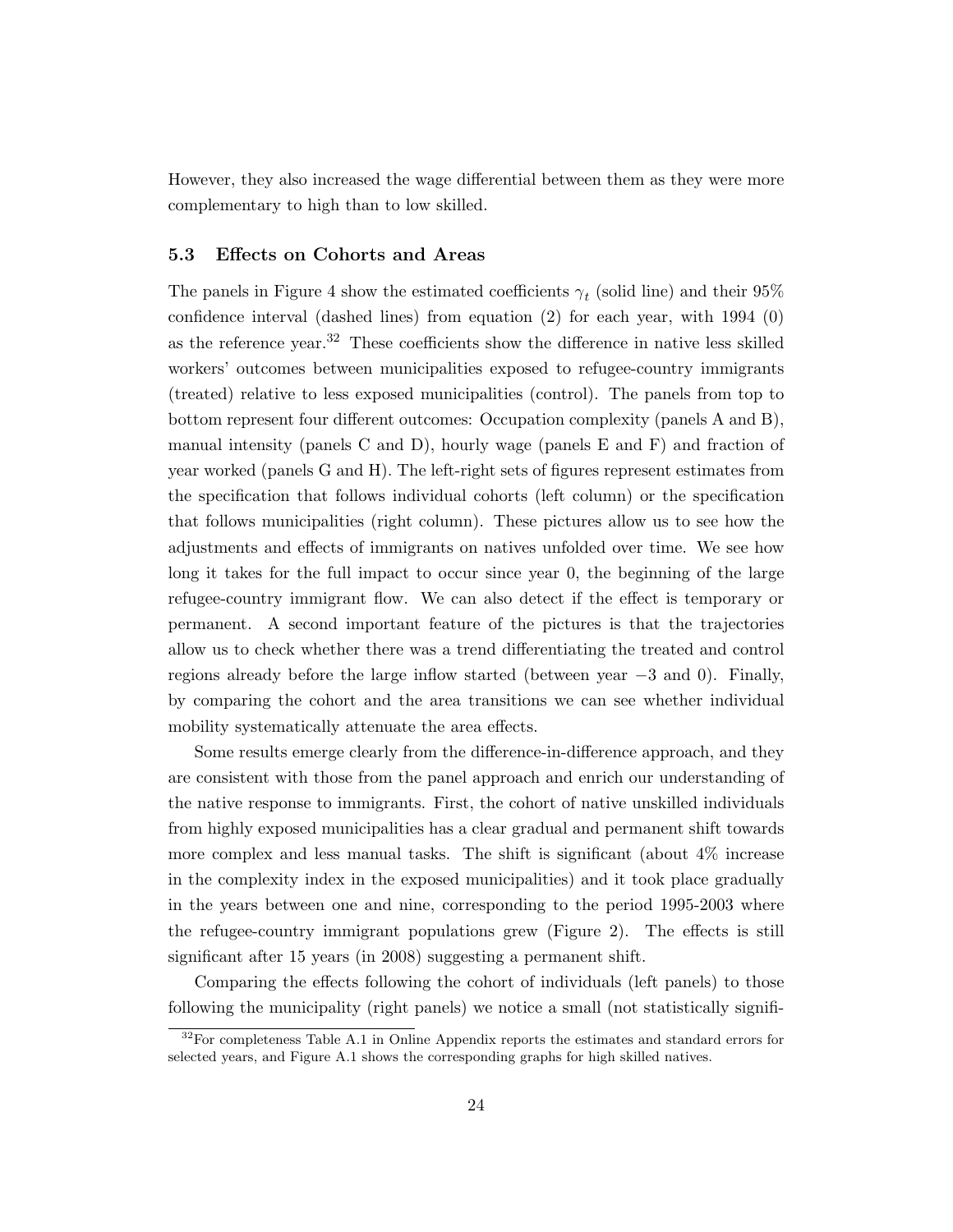However, they also increased the wage differential between them as they were more complementary to high than to low skilled.

### 5.3 Effects on Cohorts and Areas

The panels in Figure 4 show the estimated coefficients $\gamma_t$ (solid line) and their 95% confidence interval (dashed lines) from equation (2) for each year, with 1994 (0) as the reference year.[32] These coefficients show the difference in native less skilled workers' outcomes between municipalities exposed to refugee-country immigrants (treated) relative to less exposed municipalities (control). The panels from top to bottom represent four different outcomes: Occupation complexity (panels A and B), manual intensity (panels C and D), hourly wage (panels E and F) and fraction of year worked (panels G and H). The left-right sets of figures represent estimates from the specification that follows individual cohorts (left column) or the specification that follows municipalities (right column). These pictures allow us to see how the adjustments and effects of immigrants on natives unfolded over time. We see how long it takes for the full impact to occur since year 0, the beginning of the large refugee-country immigrant flow. We can also detect if the effect is temporary or permanent. A second important feature of the pictures is that the trajectories allow us to check whether there was a trend differentiating the treated and control regions already before the large inflow started (between year $-3$ and 0). Finally, by comparing the cohort and the area transitions we can see whether individual mobility systematically attenuate the area effects.

Some results emerge clearly from the difference-in-difference approach, and they are consistent with those from the panel approach and enrich our understanding of the native response to immigrants. First, the cohort of native unskilled individuals from highly exposed municipalities has a clear gradual and permanent shift towards more complex and less manual tasks. The shift is significant (about 4% increase in the complexity index in the exposed municipalities) and it took place gradually in the years between one and nine, corresponding to the period 1995-2003 where the refugee-country immigrant populations grew (Figure 2). The effects is still significant after 15 years (in 2008) suggesting a permanent shift.

Comparing the effects following the cohort of individuals (left panels) to those following the municipality (right panels) we notice a small (not statistically signifi-

[32] For completeness Table A.1 in Online Appendix reports the estimates and standard errors for selected years, and Figure A.1 shows the corresponding graphs for high skilled natives.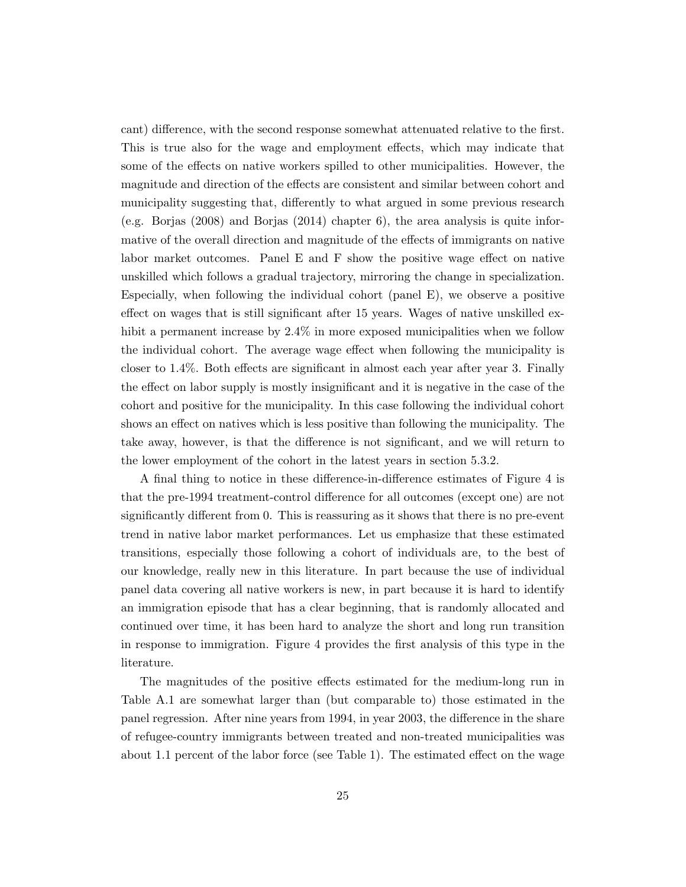cant) difference, with the second response somewhat attenuated relative to the first. This is true also for the wage and employment effects, which may indicate that some of the effects on native workers spilled to other municipalities. However, the magnitude and direction of the effects are consistent and similar between cohort and municipality suggesting that, differently to what argued in some previous research (e.g. Borjas (2008) and Borjas (2014) chapter 6), the area analysis is quite informative of the overall direction and magnitude of the effects of immigrants on native labor market outcomes. Panel E and F show the positive wage effect on native unskilled which follows a gradual trajectory, mirroring the change in specialization. Especially, when following the individual cohort (panel E), we observe a positive effect on wages that is still significant after 15 years. Wages of native unskilled exhibit a permanent increase by 2.4% in more exposed municipalities when we follow the individual cohort. The average wage effect when following the municipality is closer to 1.4%. Both effects are significant in almost each year after year 3. Finally the effect on labor supply is mostly insignificant and it is negative in the case of the cohort and positive for the municipality. In this case following the individual cohort shows an effect on natives which is less positive than following the municipality. The take away, however, is that the difference is not significant, and we will return to the lower employment of the cohort in the latest years in section 5.3.2.

A final thing to notice in these difference-in-difference estimates of Figure 4 is that the pre-1994 treatment-control difference for all outcomes (except one) are not significantly different from 0. This is reassuring as it shows that there is no pre-event trend in native labor market performances. Let us emphasize that these estimated transitions, especially those following a cohort of individuals are, to the best of our knowledge, really new in this literature. In part because the use of individual panel data covering all native workers is new, in part because it is hard to identify an immigration episode that has a clear beginning, that is randomly allocated and continued over time, it has been hard to analyze the short and long run transition in response to immigration. Figure 4 provides the first analysis of this type in the literature.

The magnitudes of the positive effects estimated for the medium-long run in Table A.1 are somewhat larger than (but comparable to) those estimated in the panel regression. After nine years from 1994, in year 2003, the difference in the share of refugee-country immigrants between treated and non-treated municipalities was about 1.1 percent of the labor force (see Table 1). The estimated effect on the wage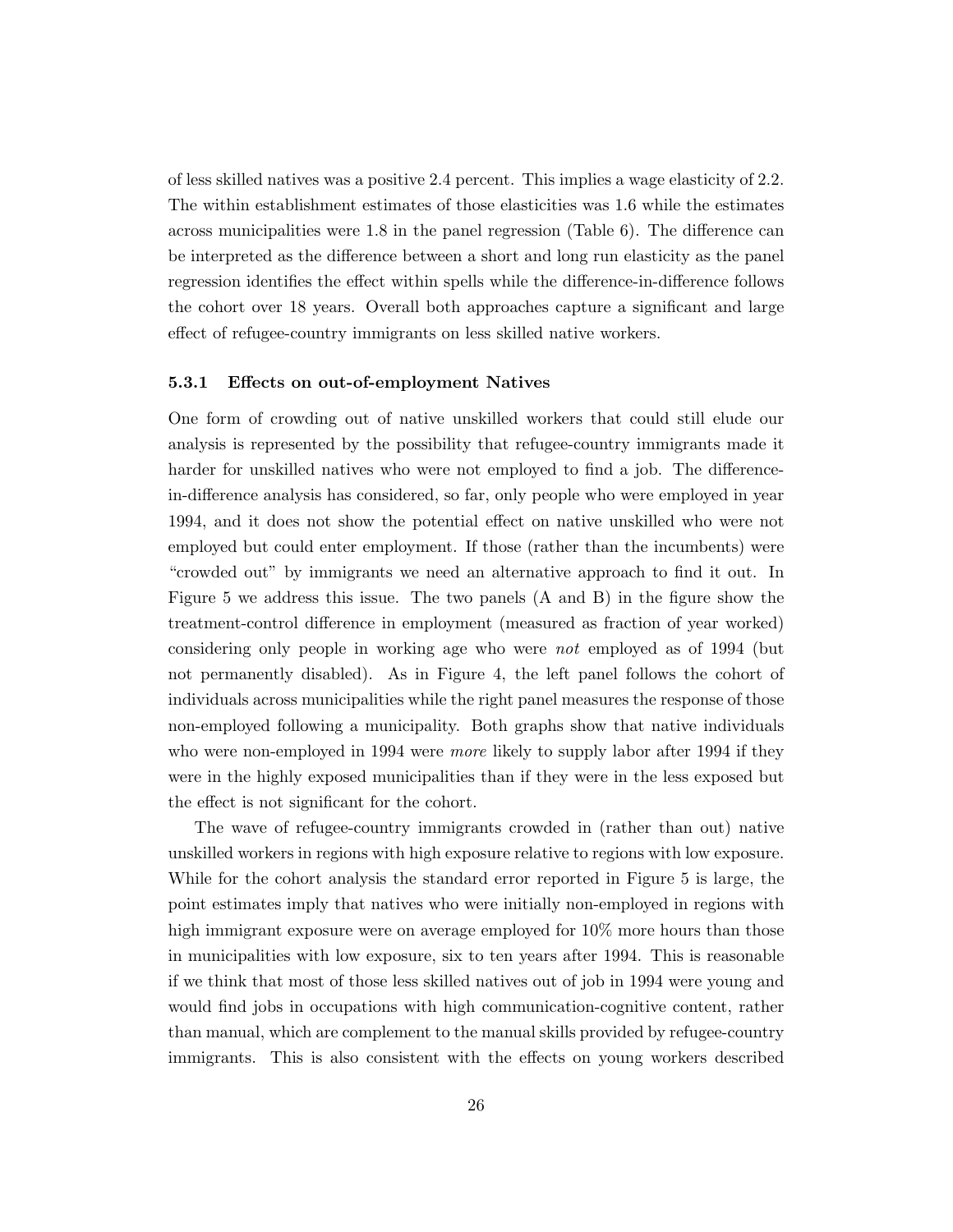of less skilled natives was a positive 2.4 percent. This implies a wage elasticity of 2.2. The within establishment estimates of those elasticities was 1.6 while the estimates across municipalities were 1.8 in the panel regression (Table 6). The difference can be interpreted as the difference between a short and long run elasticity as the panel regression identifies the effect within spells while the difference-in-difference follows the cohort over 18 years. Overall both approaches capture a significant and large effect of refugee-country immigrants on less skilled native workers.

### 5.3.1 Effects on out-of-employment Natives

One form of crowding out of native unskilled workers that could still elude our analysis is represented by the possibility that refugee-country immigrants made it harder for unskilled natives who were not employed to find a job. The difference-in-difference analysis has considered, so far, only people who were employed in year 1994, and it does not show the potential effect on native unskilled who were not employed but could enter employment. If those (rather than the incumbents) were "crowded out" by immigrants we need an alternative approach to find it out. In Figure 5 we address this issue. The two panels (A and B) in the figure show the treatment-control difference in employment (measured as fraction of year worked) considering only people in working age who were *not* employed as of 1994 (but not permanently disabled). As in Figure 4, the left panel follows the cohort of individuals across municipalities while the right panel measures the response of those non-employed following a municipality. Both graphs show that native individuals who were non-employed in 1994 were *more* likely to supply labor after 1994 if they were in the highly exposed municipalities than if they were in the less exposed but the effect is not significant for the cohort.

The wave of refugee-country immigrants crowded in (rather than out) native unskilled workers in regions with high exposure relative to regions with low exposure. While for the cohort analysis the standard error reported in Figure 5 is large, the point estimates imply that natives who were initially non-employed in regions with high immigrant exposure were on average employed for 10% more hours than those in municipalities with low exposure, six to ten years after 1994. This is reasonable if we think that most of those less skilled natives out of job in 1994 were young and would find jobs in occupations with high communication-cognitive content, rather than manual, which are complement to the manual skills provided by refugee-country immigrants. This is also consistent with the effects on young workers described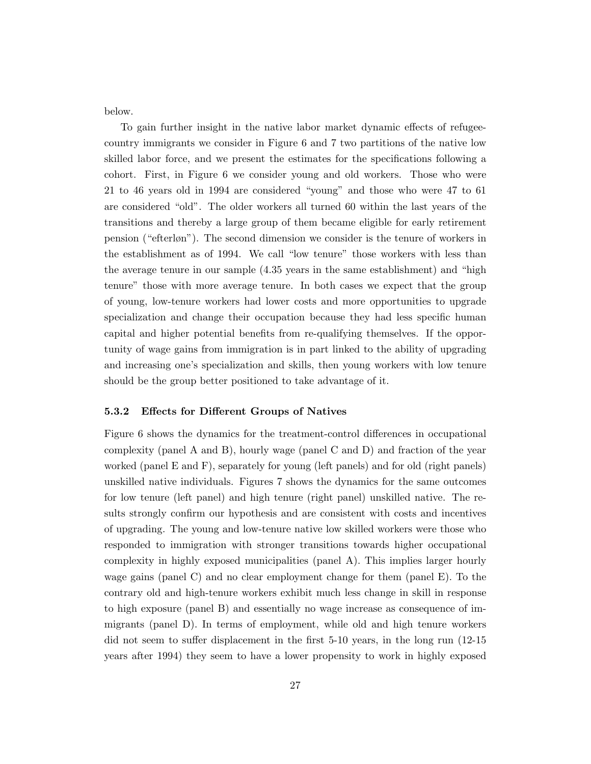below.

To gain further insight in the native labor market dynamic effects of refugee-country immigrants we consider in Figure 6 and 7 two partitions of the native low skilled labor force, and we present the estimates for the specifications following a cohort. First, in Figure 6 we consider young and old workers. Those who were 21 to 46 years old in 1994 are considered "young" and those who were 47 to 61 are considered "old". The older workers all turned 60 within the last years of the transitions and thereby a large group of them became eligible for early retirement pension ("efterløn"). The second dimension we consider is the tenure of workers in the establishment as of 1994. We call "low tenure" those workers with less than the average tenure in our sample (4.35 years in the same establishment) and "high tenure" those with more average tenure. In both cases we expect that the group of young, low-tenure workers had lower costs and more opportunities to upgrade specialization and change their occupation because they had less specific human capital and higher potential benefits from re-qualifying themselves. If the opportunity of wage gains from immigration is in part linked to the ability of upgrading and increasing one's specialization and skills, then young workers with low tenure should be the group better positioned to take advantage of it.

### 5.3.2 Effects for Different Groups of Natives

Figure 6 shows the dynamics for the treatment-control differences in occupational complexity (panel A and B), hourly wage (panel C and D) and fraction of the year worked (panel E and F), separately for young (left panels) and for old (right panels) unskilled native individuals. Figures 7 shows the dynamics for the same outcomes for low tenure (left panel) and high tenure (right panel) unskilled native. The results strongly confirm our hypothesis and are consistent with costs and incentives of upgrading. The young and low-tenure native low skilled workers were those who responded to immigration with stronger transitions towards higher occupational complexity in highly exposed municipalities (panel A). This implies larger hourly wage gains (panel C) and no clear employment change for them (panel E). To the contrary old and high-tenure workers exhibit much less change in skill in response to high exposure (panel B) and essentially no wage increase as consequence of immigrants (panel D). In terms of employment, while old and high tenure workers did not seem to suffer displacement in the first 5-10 years, in the long run (12-15 years after 1994) they seem to have a lower propensity to work in highly exposed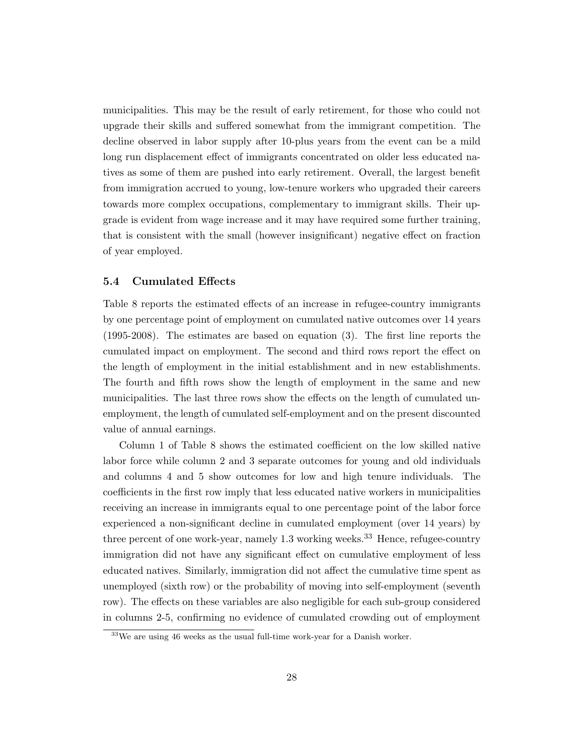municipalities. This may be the result of early retirement, for those who could not upgrade their skills and suffered somewhat from the immigrant competition. The decline observed in labor supply after 10-plus years from the event can be a mild long run displacement effect of immigrants concentrated on older less educated natives as some of them are pushed into early retirement. Overall, the largest benefit from immigration accrued to young, low-tenure workers who upgraded their careers towards more complex occupations, complementary to immigrant skills. Their upgrade is evident from wage increase and it may have required some further training, that is consistent with the small (however insignificant) negative effect on fraction of year employed.

### 5.4 Cumulated Effects

Table 8 reports the estimated effects of an increase in refugee-country immigrants by one percentage point of employment on cumulated native outcomes over 14 years (1995-2008). The estimates are based on equation (3). The first line reports the cumulated impact on employment. The second and third rows report the effect on the length of employment in the initial establishment and in new establishments. The fourth and fifth rows show the length of employment in the same and new municipalities. The last three rows show the effects on the length of cumulated unemployment, the length of cumulated self-employment and on the present discounted value of annual earnings.

Column 1 of Table 8 shows the estimated coefficient on the low skilled native labor force while column 2 and 3 separate outcomes for young and old individuals and columns 4 and 5 show outcomes for low and high tenure individuals. The coefficients in the first row imply that less educated native workers in municipalities receiving an increase in immigrants equal to one percentage point of the labor force experienced a non-significant decline in cumulated employment (over 14 years) by three percent of one work-year, namely 1.3 working weeks.[33] Hence, refugee-country immigration did not have any significant effect on cumulative employment of less educated natives. Similarly, immigration did not affect the cumulative time spent as unemployed (sixth row) or the probability of moving into self-employment (seventh row). The effects on these variables are also negligible for each sub-group considered in columns 2-5, confirming no evidence of cumulated crowding out of employment

[33] We are using 46 weeks as the usual full-time work-year for a Danish worker.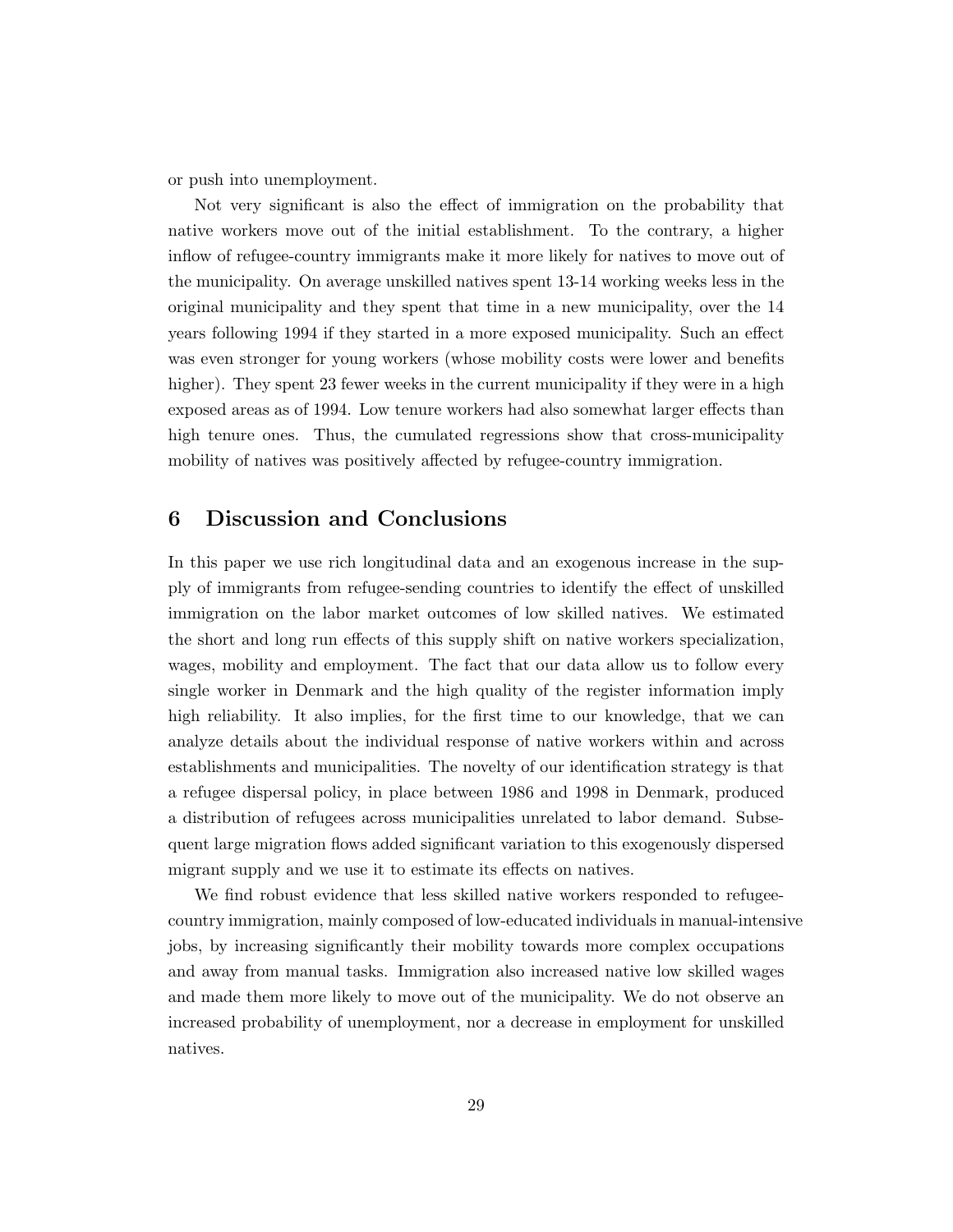or push into unemployment.

Not very significant is also the effect of immigration on the probability that native workers move out of the initial establishment. To the contrary, a higher inflow of refugee-country immigrants make it more likely for natives to move out of the municipality. On average unskilled natives spent 13-14 working weeks less in the original municipality and they spent that time in a new municipality, over the 14 years following 1994 if they started in a more exposed municipality. Such an effect was even stronger for young workers (whose mobility costs were lower and benefits higher). They spent 23 fewer weeks in the current municipality if they were in a high exposed areas as of 1994. Low tenure workers had also somewhat larger effects than high tenure ones. Thus, the cumulated regressions show that cross-municipality mobility of natives was positively affected by refugee-country immigration.

## 6 Discussion and Conclusions

In this paper we use rich longitudinal data and an exogenous increase in the supply of immigrants from refugee-sending countries to identify the effect of unskilled immigration on the labor market outcomes of low skilled natives. We estimated the short and long run effects of this supply shift on native workers specialization, wages, mobility and employment. The fact that our data allow us to follow every single worker in Denmark and the high quality of the register information imply high reliability. It also implies, for the first time to our knowledge, that we can analyze details about the individual response of native workers within and across establishments and municipalities. The novelty of our identification strategy is that a refugee dispersal policy, in place between 1986 and 1998 in Denmark, produced a distribution of refugees across municipalities unrelated to labor demand. Subsequent large migration flows added significant variation to this exogenously dispersed migrant supply and we use it to estimate its effects on natives.

We find robust evidence that less skilled native workers responded to refugee-country immigration, mainly composed of low-educated individuals in manual-intensive jobs, by increasing significantly their mobility towards more complex occupations and away from manual tasks. Immigration also increased native low skilled wages and made them more likely to move out of the municipality. We do not observe an increased probability of unemployment, nor a decrease in employment for unskilled natives.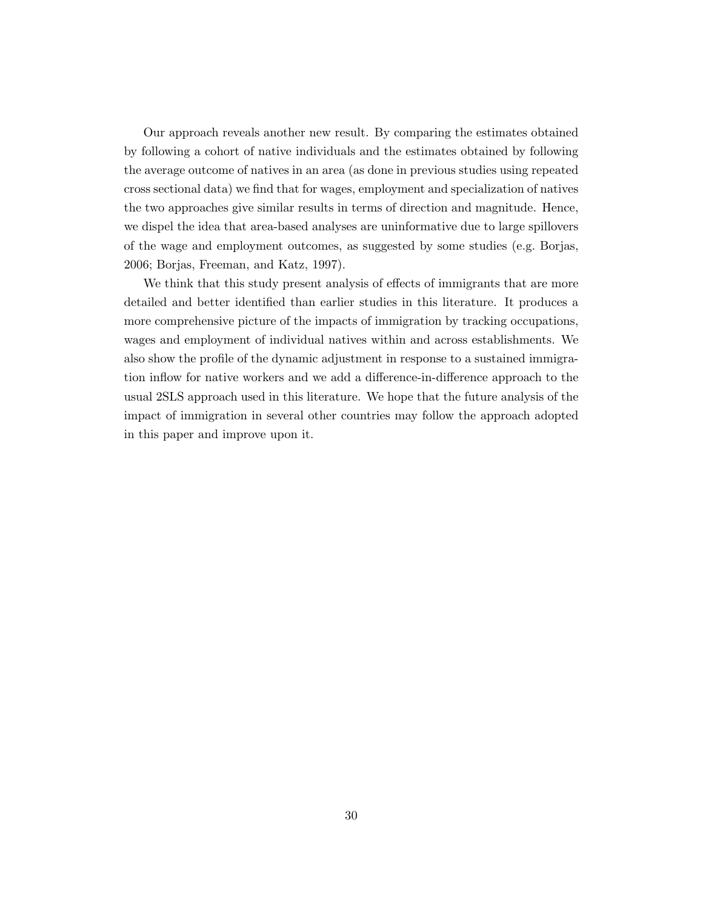Our approach reveals another new result. By comparing the estimates obtained by following a cohort of native individuals and the estimates obtained by following the average outcome of natives in an area (as done in previous studies using repeated cross sectional data) we find that for wages, employment and specialization of natives the two approaches give similar results in terms of direction and magnitude. Hence, we dispel the idea that area-based analyses are uninformative due to large spillovers of the wage and employment outcomes, as suggested by some studies (e.g. Borjas, 2006; Borjas, Freeman, and Katz, 1997).

We think that this study present analysis of effects of immigrants that are more detailed and better identified than earlier studies in this literature. It produces a more comprehensive picture of the impacts of immigration by tracking occupations, wages and employment of individual natives within and across establishments. We also show the profile of the dynamic adjustment in response to a sustained immigration inflow for native workers and we add a difference-in-difference approach to the usual 2SLS approach used in this literature. We hope that the future analysis of the impact of immigration in several other countries may follow the approach adopted in this paper and improve upon it.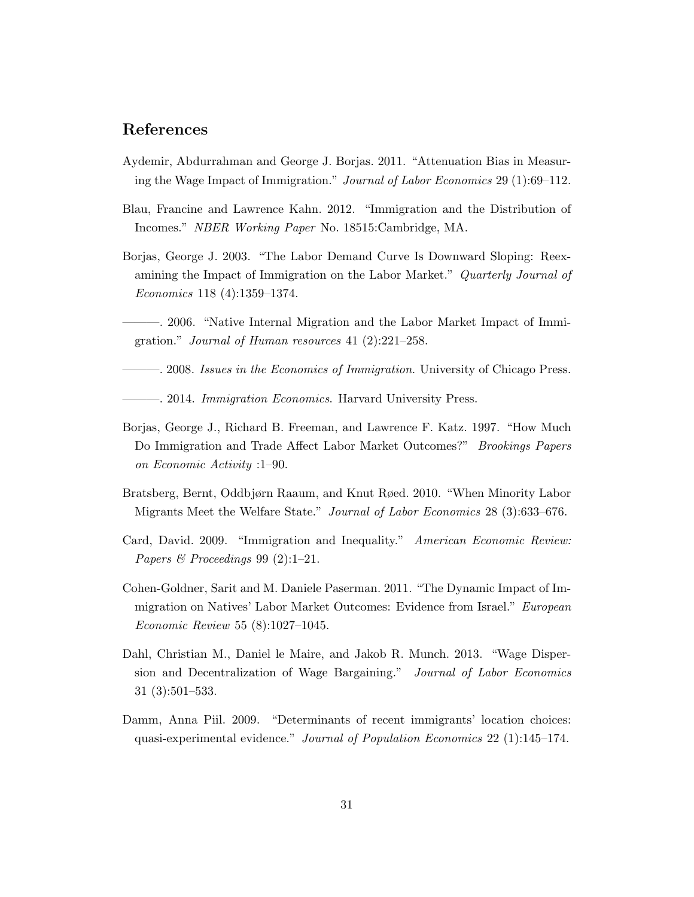## References

Aydemir, Abdurrahman and George J. Borjas. 2011. "Attenuation Bias in Measuring the Wage Impact of Immigration." *Journal of Labor Economics* 29 (1):69–112.

Blau, Francine and Lawrence Kahn. 2012. "Immigration and the Distribution of Incomes." *NBER Working Paper* No. 18515:Cambridge, MA.

Borjas, George J. 2003. "The Labor Demand Curve Is Downward Sloping: Reexamining the Impact of Immigration on the Labor Market." *Quarterly Journal of Economics* 118 (4):1359–1374.

———. 2006. "Native Internal Migration and the Labor Market Impact of Immigration." *Journal of Human resources* 41 (2):221–258.

———. 2008. *Issues in the Economics of Immigration*. University of Chicago Press.

———. 2014. *Immigration Economics*. Harvard University Press.

Borjas, George J., Richard B. Freeman, and Lawrence F. Katz. 1997. "How Much Do Immigration and Trade Affect Labor Market Outcomes?" *Brookings Papers on Economic Activity* :1–90.

Bratsberg, Bernt, Oddbjørn Raaum, and Knut Røed. 2010. "When Minority Labor Migrants Meet the Welfare State." *Journal of Labor Economics* 28 (3):633–676.

Card, David. 2009. "Immigration and Inequality." *American Economic Review: Papers & Proceedings* 99 (2):1–21.

Cohen-Goldner, Sarit and M. Daniele Paserman. 2011. "The Dynamic Impact of Immigration on Natives' Labor Market Outcomes: Evidence from Israel." *European Economic Review* 55 (8):1027–1045.

Dahl, Christian M., Daniel le Maire, and Jakob R. Munch. 2013. "Wage Dispersion and Decentralization of Wage Bargaining." *Journal of Labor Economics* 31 (3):501–533.

Damm, Anna Piil. 2009. "Determinants of recent immigrants' location choices: quasi-experimental evidence." *Journal of Population Economics* 22 (1):145–174.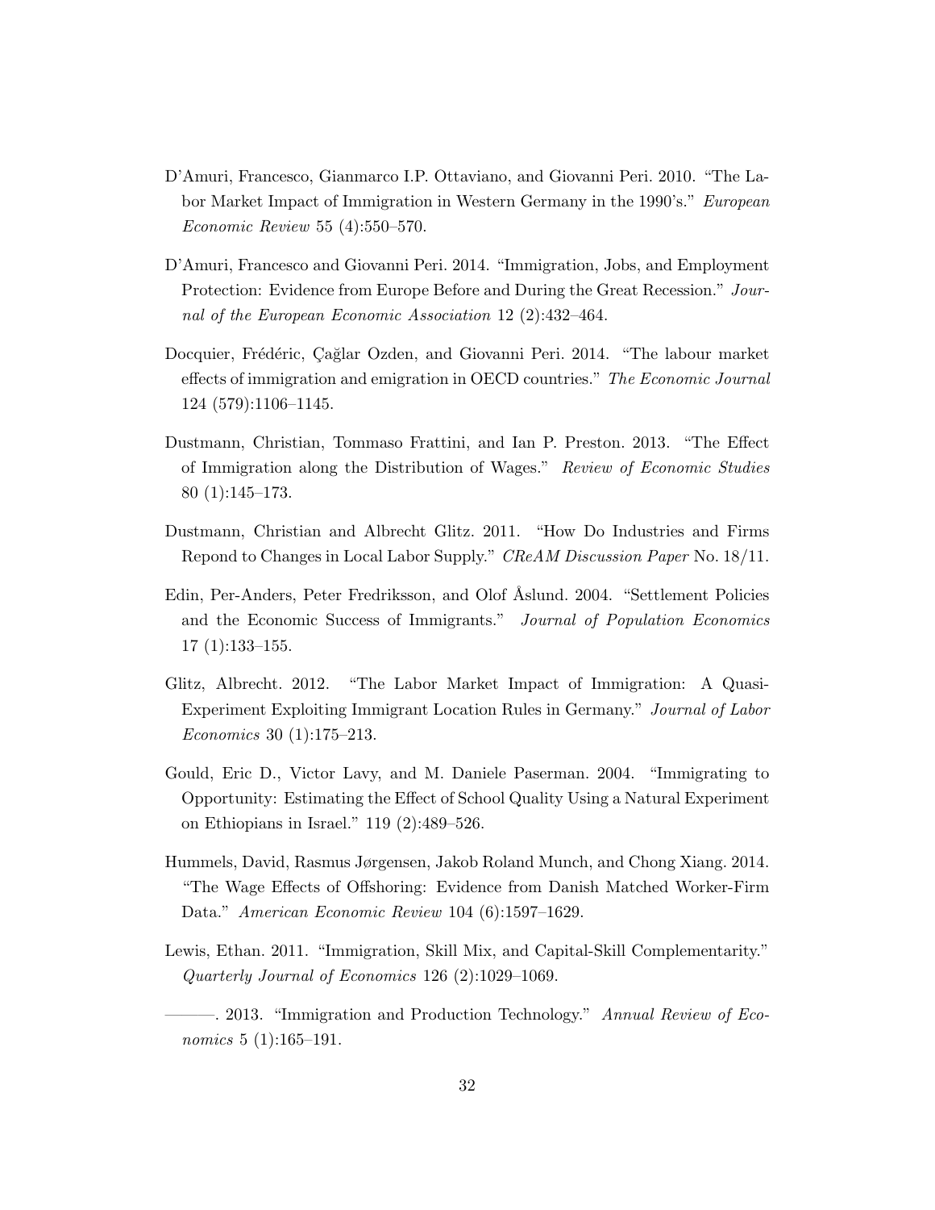D'Amuri, Francesco, Gianmarco I.P. Ottaviano, and Giovanni Peri. 2010. "The Labor Market Impact of Immigration in Western Germany in the 1990's." *European Economic Review* 55 (4):550–570.

D'Amuri, Francesco and Giovanni Peri. 2014. "Immigration, Jobs, and Employment Protection: Evidence from Europe Before and During the Great Recession." *Journal of the European Economic Association* 12 (2):432–464.

Docquier, Frédéric, Çağlar Ozden, and Giovanni Peri. 2014. "The labour market effects of immigration and emigration in OECD countries." *The Economic Journal* 124 (579):1106–1145.

Dustmann, Christian, Tommaso Frattini, and Ian P. Preston. 2013. "The Effect of Immigration along the Distribution of Wages." *Review of Economic Studies* 80 (1):145–173.

Dustmann, Christian and Albrecht Glitz. 2011. "How Do Industries and Firms Repond to Changes in Local Labor Supply." *CReAM Discussion Paper* No. 18/11.

Edin, Per-Anders, Peter Fredriksson, and Olof Åslund. 2004. "Settlement Policies and the Economic Success of Immigrants." *Journal of Population Economics* 17 (1):133–155.

Glitz, Albrecht. 2012. "The Labor Market Impact of Immigration: A Quasi-Experiment Exploiting Immigrant Location Rules in Germany." *Journal of Labor Economics* 30 (1):175–213.

Gould, Eric D., Victor Lavy, and M. Daniele Paserman. 2004. "Immigrating to Opportunity: Estimating the Effect of School Quality Using a Natural Experiment on Ethiopians in Israel." 119 (2):489–526.

Hummels, David, Rasmus Jørgensen, Jakob Roland Munch, and Chong Xiang. 2014. "The Wage Effects of Offshoring: Evidence from Danish Matched Worker-Firm Data." *American Economic Review* 104 (6):1597–1629.

Lewis, Ethan. 2011. "Immigration, Skill Mix, and Capital-Skill Complementarity." *Quarterly Journal of Economics* 126 (2):1029–1069.

———. 2013. "Immigration and Production Technology." *Annual Review of Economics* 5 (1):165–191.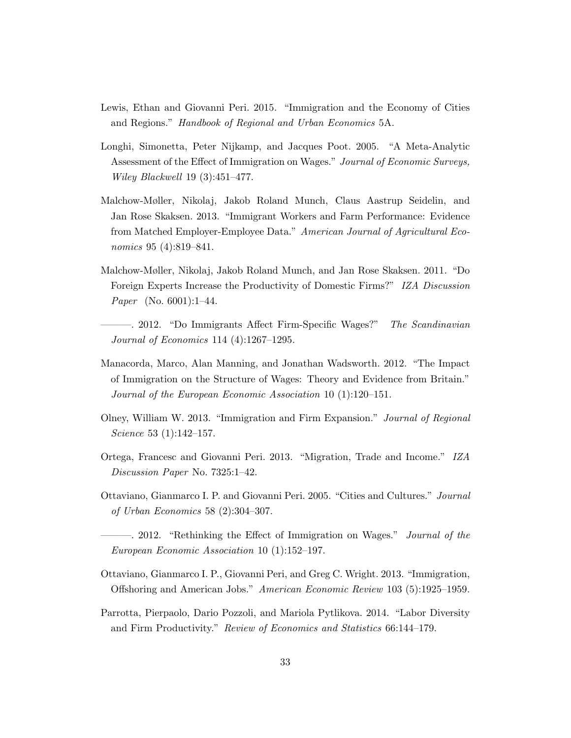Lewis, Ethan and Giovanni Peri. 2015. "Immigration and the Economy of Cities and Regions." *Handbook of Regional and Urban Economics* 5A.

Longhi, Simonetta, Peter Nijkamp, and Jacques Poot. 2005. "A Meta-Analytic Assessment of the Effect of Immigration on Wages." *Journal of Economic Surveys, Wiley Blackwell* 19 (3):451–477.

Malchow-Møller, Nikolaj, Jakob Roland Munch, Claus Aastrup Seidelin, and Jan Rose Skaksen. 2013. "Immigrant Workers and Farm Performance: Evidence from Matched Employer-Employee Data." *American Journal of Agricultural Economics* 95 (4):819–841.

Malchow-Møller, Nikolaj, Jakob Roland Munch, and Jan Rose Skaksen. 2011. "Do Foreign Experts Increase the Productivity of Domestic Firms?" *IZA Discussion Paper* (No. 6001):1–44.

———. 2012. "Do Immigrants Affect Firm-Specific Wages?" *The Scandinavian Journal of Economics* 114 (4):1267–1295.

Manacorda, Marco, Alan Manning, and Jonathan Wadsworth. 2012. "The Impact of Immigration on the Structure of Wages: Theory and Evidence from Britain." *Journal of the European Economic Association* 10 (1):120–151.

Olney, William W. 2013. "Immigration and Firm Expansion." *Journal of Regional Science* 53 (1):142–157.

Ortega, Francesc and Giovanni Peri. 2013. "Migration, Trade and Income." *IZA Discussion Paper* No. 7325:1–42.

Ottaviano, Gianmarco I. P. and Giovanni Peri. 2005. "Cities and Cultures." *Journal of Urban Economics* 58 (2):304–307.

———. 2012. "Rethinking the Effect of Immigration on Wages." *Journal of the European Economic Association* 10 (1):152–197.

Ottaviano, Gianmarco I. P., Giovanni Peri, and Greg C. Wright. 2013. "Immigration, Offshoring and American Jobs." *American Economic Review* 103 (5):1925–1959.

Parrotta, Pierpaolo, Dario Pozzoli, and Mariola Pytlikova. 2014. "Labor Diversity and Firm Productivity." *Review of Economics and Statistics* 66:144–179.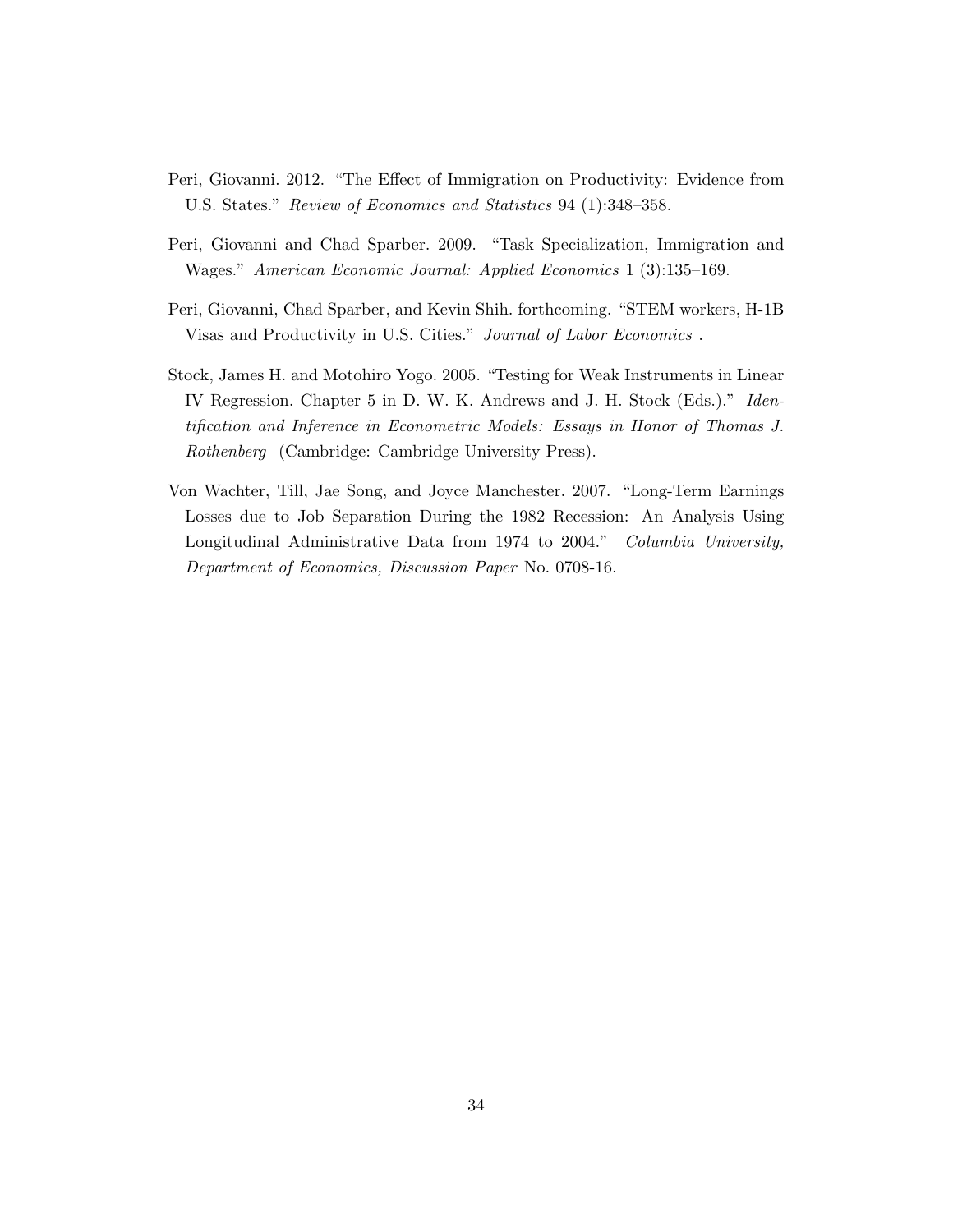Peri, Giovanni. 2012. "The Effect of Immigration on Productivity: Evidence from U.S. States." *Review of Economics and Statistics* 94 (1):348–358.

Peri, Giovanni and Chad Sparber. 2009. "Task Specialization, Immigration and Wages." *American Economic Journal: Applied Economics* 1 (3):135–169.

Peri, Giovanni, Chad Sparber, and Kevin Shih. forthcoming. "STEM workers, H-1B Visas and Productivity in U.S. Cities." *Journal of Labor Economics* .

Stock, James H. and Motohiro Yogo. 2005. "Testing for Weak Instruments in Linear IV Regression. Chapter 5 in D. W. K. Andrews and J. H. Stock (Eds.)." *Identification and Inference in Econometric Models: Essays in Honor of Thomas J. Rothenberg* (Cambridge: Cambridge University Press).

Von Wachter, Till, Jae Song, and Joyce Manchester. 2007. "Long-Term Earnings Losses due to Job Separation During the 1982 Recession: An Analysis Using Longitudinal Administrative Data from 1974 to 2004." *Columbia University, Department of Economics, Discussion Paper* No. 0708-16.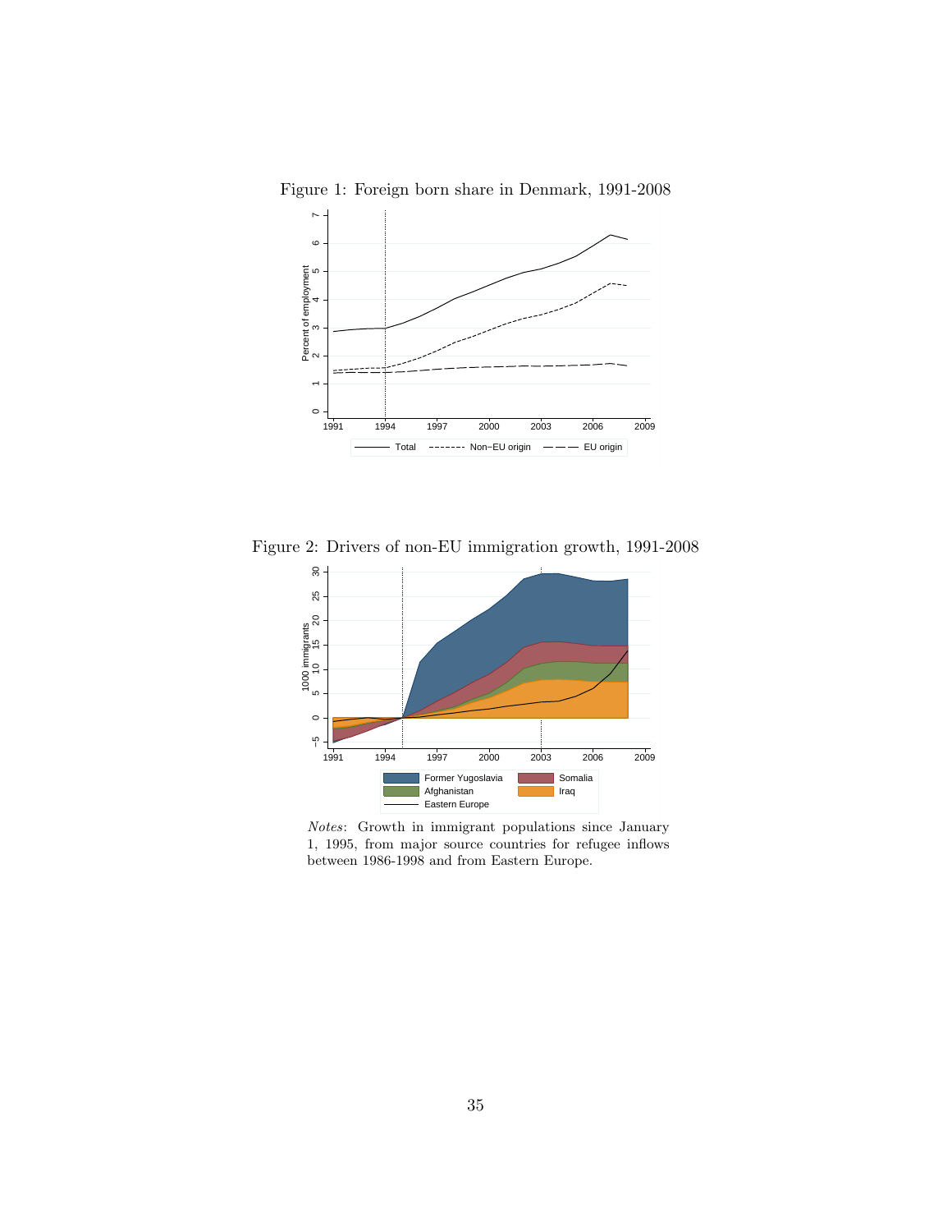Figure 1: Foreign born share in Denmark, 1991-2008

Figure 2: Drivers of non-EU immigration growth, 1991-2008

*Notes*: Growth in immigrant populations since January 1, 1995, from major source countries for refugee inflows between 1986-1998 and from Eastern Europe.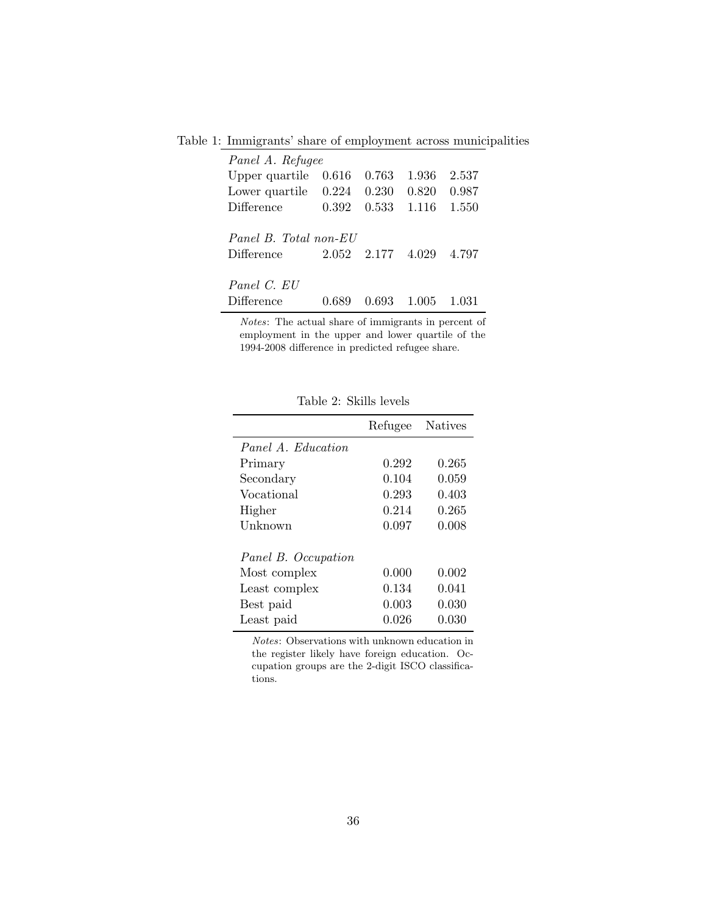Table 1: Immigrants' share of employment across municipalities

| | | | | |
|---|---|---|---|---|
| *Panel A. Refugee* | | | | |
| Upper quartile | 0.616 | 0.763 | 1.936 | 2.537 |
| Lower quartile | 0.224 | 0.230 | 0.820 | 0.987 |
| Difference | 0.392 | 0.533 | 1.116 | 1.550 |
| | | | | |
| *Panel B. Total non-EU* | | | | |
| Difference | 2.052 | 2.177 | 4.029 | 4.797 |
| | | | | |
| *Panel C. EU* | | | | |
| Difference | 0.689 | 0.693 | 1.005 | 1.031 |

*Notes*: The actual share of immigrants in percent of employment in the upper and lower quartile of the 1994-2008 difference in predicted refugee share.

Table 2: Skills levels

| | Refugee | Natives |
|---|---|---|
| *Panel A. Education* | | |
| Primary | 0.292 | 0.265 |
| Secondary | 0.104 | 0.059 |
| Vocational | 0.293 | 0.403 |
| Higher | 0.214 | 0.265 |
| Unknown | 0.097 | 0.008 |
| | | |
| *Panel B. Occupation* | | |
| Most complex | 0.000 | 0.002 |
| Least complex | 0.134 | 0.041 |
| Best paid | 0.003 | 0.030 |
| Least paid | 0.026 | 0.030 |

*Notes*: Observations with unknown education in the register likely have foreign education. Occupation groups are the 2-digit ISCO classifications.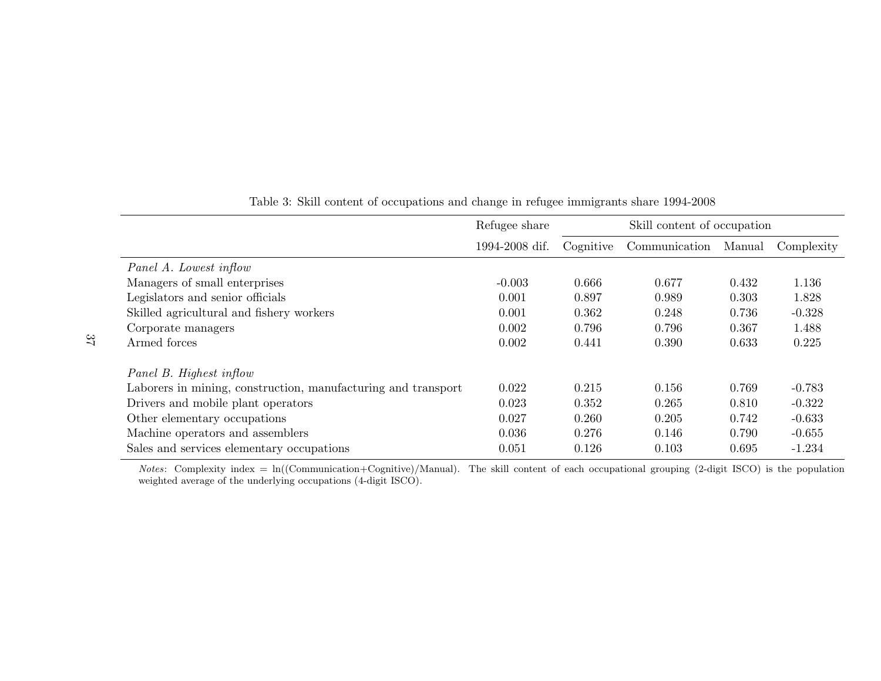Table 3: Skill content of occupations and change in refugee immigrants share 1994-2008

| | Refugee share | Skill content of occupation | | | |
|---|---|---|---|---|---|
| | 1994-2008 dif. | Cognitive | Communication | Manual | Complexity |
| *Panel A. Lowest inflow* | | | | | |
| Managers of small enterprises | -0.003 | 0.666 | 0.677 | 0.432 | 1.136 |
| Legislators and senior officials | 0.001 | 0.897 | 0.989 | 0.303 | 1.828 |
| Skilled agricultural and fishery workers | 0.001 | 0.362 | 0.248 | 0.736 | -0.328 |
| Corporate managers | 0.002 | 0.796 | 0.796 | 0.367 | 1.488 |
| Armed forces | 0.002 | 0.441 | 0.390 | 0.633 | 0.225 |
| *Panel B. Highest inflow* | | | | | |
| Laborers in mining, construction, manufacturing and transport | 0.022 | 0.215 | 0.156 | 0.769 | -0.783 |
| Drivers and mobile plant operators | 0.023 | 0.352 | 0.265 | 0.810 | -0.322 |
| Other elementary occupations | 0.027 | 0.260 | 0.205 | 0.742 | -0.633 |
| Machine operators and assemblers | 0.036 | 0.276 | 0.146 | 0.790 | -0.655 |
| Sales and services elementary occupations | 0.051 | 0.126 | 0.103 | 0.695 | -1.234 |

*Notes*: Complexity index = ln((Communication+Cognitive)/Manual). The skill content of each occupational grouping (2-digit ISCO) is the population weighted average of the underlying occupations (4-digit ISCO).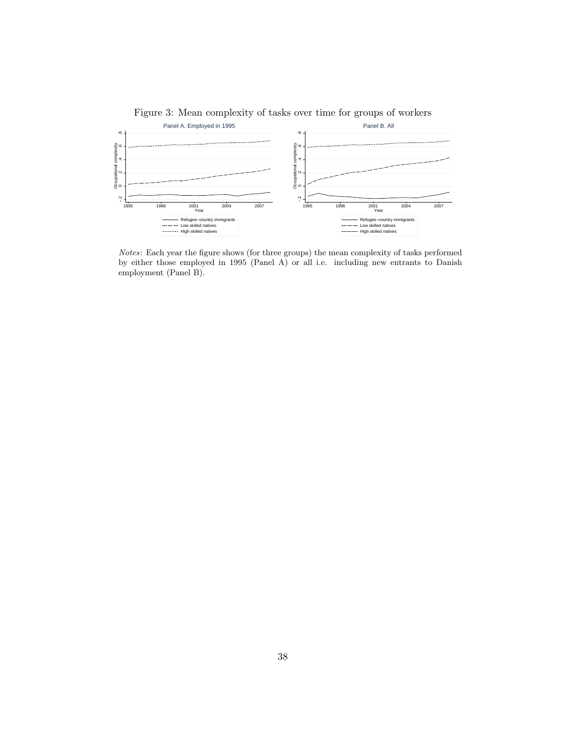Figure 3: Mean complexity of tasks over time for groups of workers

*Notes*: Each year the figure shows (for three groups) the mean complexity of tasks performed by either those employed in 1995 (Panel A) or all i.e. including new entrants to Danish employment (Panel B).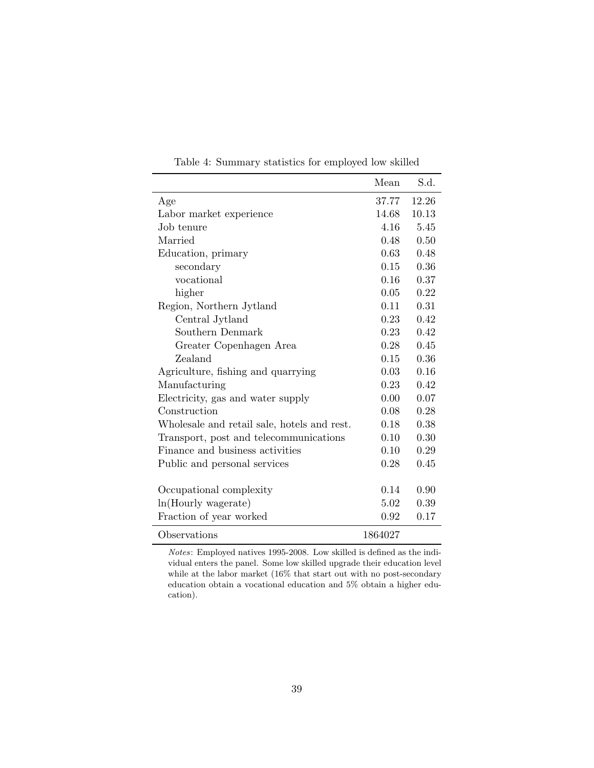Table 4: Summary statistics for employed low skilled

| | Mean | S.d. |
|---|---|---|
| Age | 37.77 | 12.26 |
| Labor market experience | 14.68 | 10.13 |
| Job tenure | 4.16 | 5.45 |
| Married | 0.48 | 0.50 |
| Education, primary | 0.63 | 0.48 |
| secondary | 0.15 | 0.36 |
| vocational | 0.16 | 0.37 |
| higher | 0.05 | 0.22 |
| Region, Northern Jytland | 0.11 | 0.31 |
| Central Jytland | 0.23 | 0.42 |
| Southern Denmark | 0.23 | 0.42 |
| Greater Copenhagen Area | 0.28 | 0.45 |
| Zealand | 0.15 | 0.36 |
| Agriculture, fishing and quarrying | 0.03 | 0.16 |
| Manufacturing | 0.23 | 0.42 |
| Electricity, gas and water supply | 0.00 | 0.07 |
| Construction | 0.08 | 0.28 |
| Wholesale and retail sale, hotels and rest. | 0.18 | 0.38 |
| Transport, post and telecommunications | 0.10 | 0.30 |
| Finance and business activities | 0.10 | 0.29 |
| Public and personal services | 0.28 | 0.45 |
| Occupational complexity | 0.14 | 0.90 |
| ln(Hourly wagerate) | 5.02 | 0.39 |
| Fraction of year worked | 0.92 | 0.17 |
| Observations | 1864027 | |

*Notes*: Employed natives 1995-2008. Low skilled is defined as the individual enters the panel. Some low skilled upgrade their education level while at the labor market (16% that start out with no post-secondary education obtain a vocational education and 5% obtain a higher education).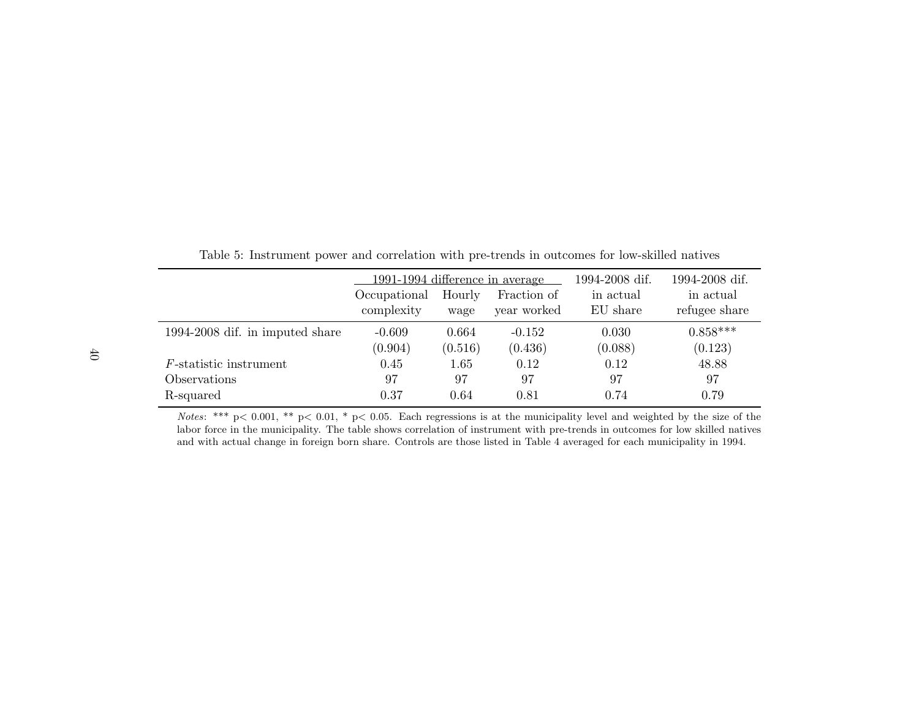Table 5: Instrument power and correlation with pre-trends in outcomes for low-skilled natives

| | 1991-1994 difference in average | | | 1994-2008 dif. in actual EU share | 1994-2008 dif. in actual refugee share |
|---|---|---|---|---|---|
| | Occupational complexity | Hourly wage | Fraction of year worked | | |
| 1994-2008 dif. in imputed share | -0.609 | 0.664 | -0.152 | 0.030 | 0.858*** |
| | (0.904) | (0.516) | (0.436) | (0.088) | (0.123) |
| $F$-statistic instrument | 0.45 | 1.65 | 0.12 | 0.12 | 48.88 |
| Observations | 97 | 97 | 97 | 97 | 97 |
| R-squared | 0.37 | 0.64 | 0.81 | 0.74 | 0.79 |

*Notes*: *** p< 0.001, ** p< 0.01, * p< 0.05. Each regressions is at the municipality level and weighted by the size of the labor force in the municipality. The table shows correlation of instrument with pre-trends in outcomes for low skilled natives and with actual change in foreign born share. Controls are those listed in Table 4 averaged for each municipality in 1994.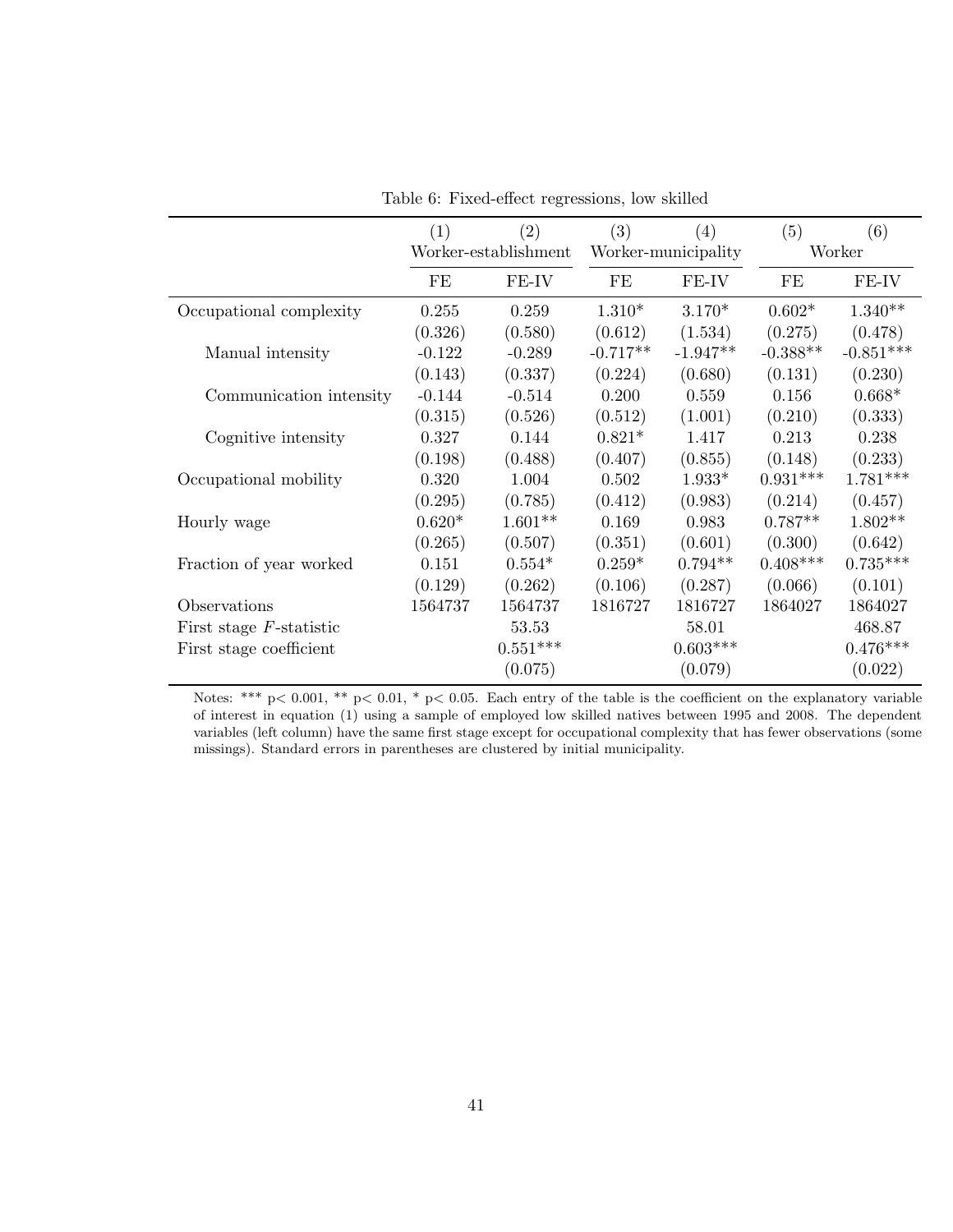Table 6: Fixed-effect regressions, low skilled

| | (1) | (2) | (3) | (4) | (5) | (6) |
|---|---|---|---|---|---|---|
| | Worker-establishment | | Worker-municipality | | Worker | |
| | FE | FE-IV | FE | FE-IV | FE | FE-IV |
| Occupational complexity | 0.255 | 0.259 | 1.310* | 3.170* | 0.602* | 1.340** |
| | (0.326) | (0.580) | (0.612) | (1.534) | (0.275) | (0.478) |
| Manual intensity | -0.122 | -0.289 | -0.717** | -1.947** | -0.388** | -0.851*** |
| | (0.143) | (0.337) | (0.224) | (0.680) | (0.131) | (0.230) |
| Communication intensity | -0.144 | -0.514 | 0.200 | 0.559 | 0.156 | 0.668* |
| | (0.315) | (0.526) | (0.512) | (1.001) | (0.210) | (0.333) |
| Cognitive intensity | 0.327 | 0.144 | 0.821* | 1.417 | 0.213 | 0.238 |
| | (0.198) | (0.488) | (0.407) | (0.855) | (0.148) | (0.233) |
| Occupational mobility | 0.320 | 1.004 | 0.502 | 1.933* | 0.931*** | 1.781*** |
| | (0.295) | (0.785) | (0.412) | (0.983) | (0.214) | (0.457) |
| Hourly wage | 0.620* | 1.601** | 0.169 | 0.983 | 0.787** | 1.802** |
| | (0.265) | (0.507) | (0.351) | (0.601) | (0.300) | (0.642) |
| Fraction of year worked | 0.151 | 0.554* | 0.259* | 0.794** | 0.408*** | 0.735*** |
| | (0.129) | (0.262) | (0.106) | (0.287) | (0.066) | (0.101) |
| Observations | 1564737 | 1564737 | 1816727 | 1816727 | 1864027 | 1864027 |
| First stage $F$-statistic | | 53.53 | | 58.01 | | 468.87 |
| First stage coefficient | | 0.551*** | | 0.603*** | | 0.476*** |
| | | (0.075) | | (0.079) | | (0.022) |

Notes: *** $p < 0.001$, ** $p < 0.01$, * $p < 0.05$. Each entry of the table is the coefficient on the explanatory variable of interest in equation (1) using a sample of employed low skilled natives between 1995 and 2008. The dependent variables (left column) have the same first stage except for occupational complexity that has fewer observations (some missings). Standard errors in parentheses are clustered by initial municipality.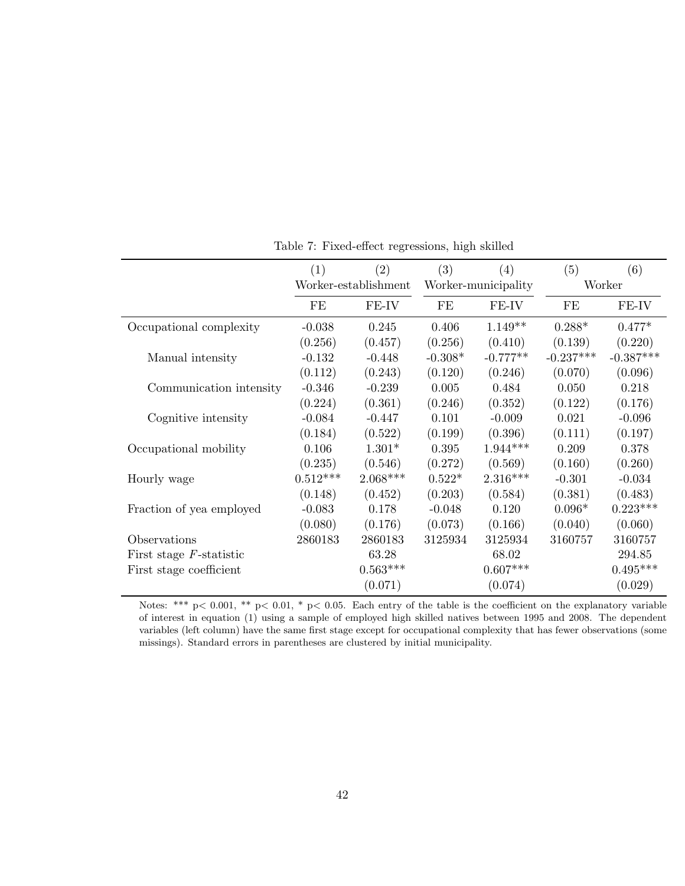Table 7: Fixed-effect regressions, high skilled

| | (1) | (2) | (3) | (4) | (5) | (6) |
|---|---|---|---|---|---|---|
| | Worker-establishment | | Worker-municipality | | Worker | |
| | FE | FE-IV | FE | FE-IV | FE | FE-IV |
| Occupational complexity | -0.038 | 0.245 | 0.406 | 1.149** | 0.288* | 0.477* |
| | (0.256) | (0.457) | (0.256) | (0.410) | (0.139) | (0.220) |
| Manual intensity | -0.132 | -0.448 | -0.308* | -0.777** | -0.237*** | -0.387*** |
| | (0.112) | (0.243) | (0.120) | (0.246) | (0.070) | (0.096) |
| Communication intensity | -0.346 | -0.239 | 0.005 | 0.484 | 0.050 | 0.218 |
| | (0.224) | (0.361) | (0.246) | (0.352) | (0.122) | (0.176) |
| Cognitive intensity | -0.084 | -0.447 | 0.101 | -0.009 | 0.021 | -0.096 |
| | (0.184) | (0.522) | (0.199) | (0.396) | (0.111) | (0.197) |
| Occupational mobility | 0.106 | 1.301* | 0.395 | 1.944*** | 0.209 | 0.378 |
| | (0.235) | (0.546) | (0.272) | (0.569) | (0.160) | (0.260) |
| Hourly wage | 0.512*** | 2.068*** | 0.522* | 2.316*** | -0.301 | -0.034 |
| | (0.148) | (0.452) | (0.203) | (0.584) | (0.381) | (0.483) |
| Fraction of yea employed | -0.083 | 0.178 | -0.048 | 0.120 | 0.096* | 0.223*** |
| | (0.080) | (0.176) | (0.073) | (0.166) | (0.040) | (0.060) |
| Observations | 2860183 | 2860183 | 3125934 | 3125934 | 3160757 | 3160757 |
| First stage $F$-statistic | | 63.28 | | 68.02 | | 294.85 |
| First stage coefficient | | 0.563*** | | 0.607*** | | 0.495*** |
| | | (0.071) | | (0.074) | | (0.029) |

Notes: *** p< 0.001, ** p< 0.01, * p< 0.05. Each entry of the table is the coefficient on the explanatory variable of interest in equation (1) using a sample of employed high skilled natives between 1995 and 2008. The dependent variables (left column) have the same first stage except for occupational complexity that has fewer observations (some missings). Standard errors in parentheses are clustered by initial municipality.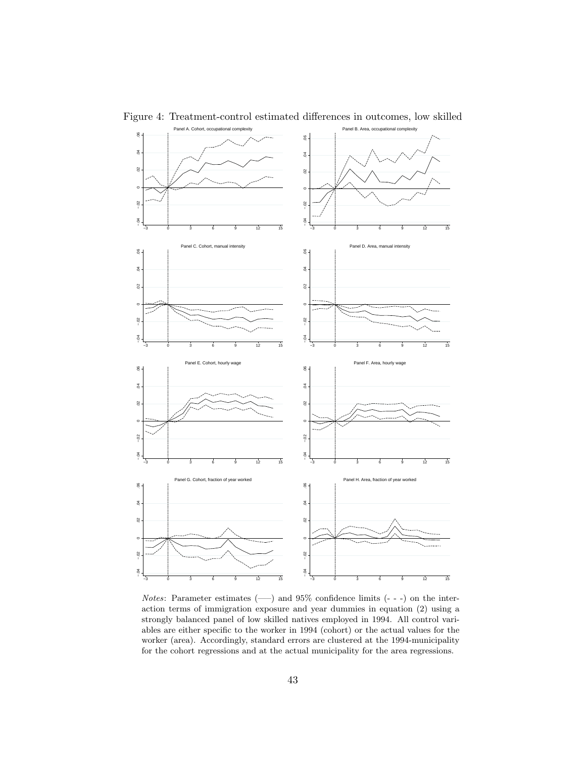Figure 4: Treatment-control estimated differences in outcomes, low skilled

*Notes*: Parameter estimates (—–) and 95% confidence limits (- - -) on the interaction terms of immigration exposure and year dummies in equation (2) using a strongly balanced panel of low skilled natives employed in 1994. All control variables are either specific to the worker in 1994 (cohort) or the actual values for the worker (area). Accordingly, standard errors are clustered at the 1994-municipality for the cohort regressions and at the actual municipality for the area regressions.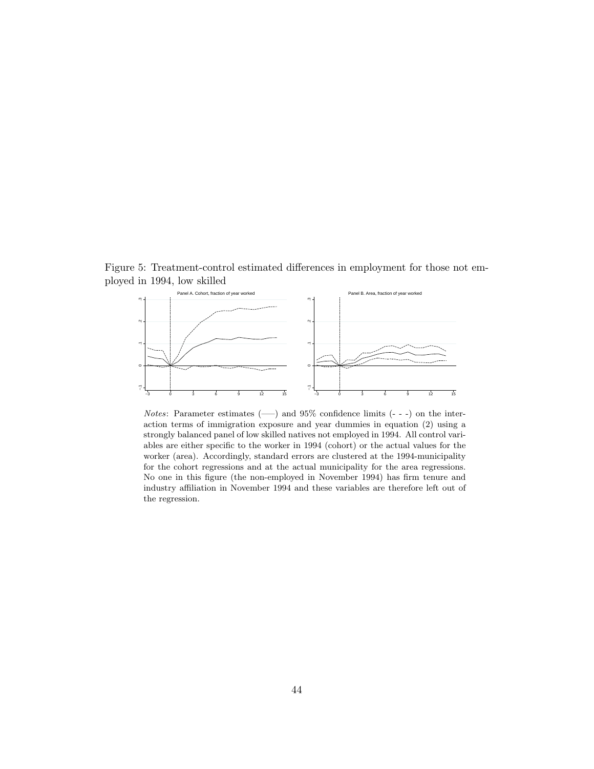Figure 5: Treatment-control estimated differences in employment for those not employed in 1994, low skilled

*Notes*: Parameter estimates (——) and 95% confidence limits (- - -) on the interaction terms of immigration exposure and year dummies in equation (2) using a strongly balanced panel of low skilled natives not employed in 1994. All control variables are either specific to the worker in 1994 (cohort) or the actual values for the worker (area). Accordingly, standard errors are clustered at the 1994-municipality for the cohort regressions and at the actual municipality for the area regressions. No one in this figure (the non-employed in November 1994) has firm tenure and industry affiliation in November 1994 and these variables are therefore left out of the regression.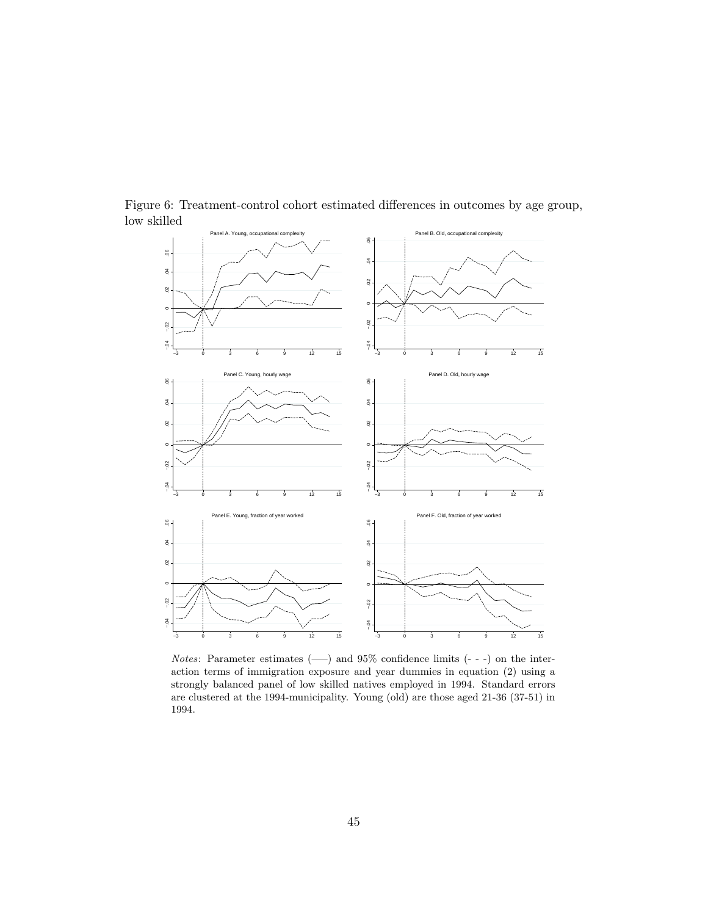Figure 6: Treatment-control cohort estimated differences in outcomes by age group, low skilled

*Notes*: Parameter estimates (—–) and 95% confidence limits (- - -) on the interaction terms of immigration exposure and year dummies in equation (2) using a strongly balanced panel of low skilled natives employed in 1994. Standard errors are clustered at the 1994-municipality. Young (old) are those aged 21-36 (37-51) in 1994.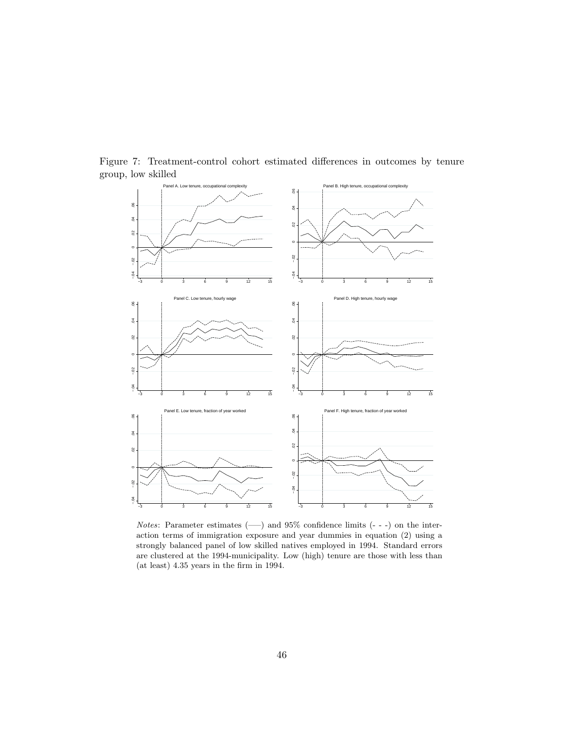Figure 7: Treatment-control cohort estimated differences in outcomes by tenure group, low skilled

*Notes*: Parameter estimates (—–) and 95% confidence limits (- - -) on the interaction terms of immigration exposure and year dummies in equation (2) using a strongly balanced panel of low skilled natives employed in 1994. Standard errors are clustered at the 1994-municipality. Low (high) tenure are those with less than (at least) 4.35 years in the firm in 1994.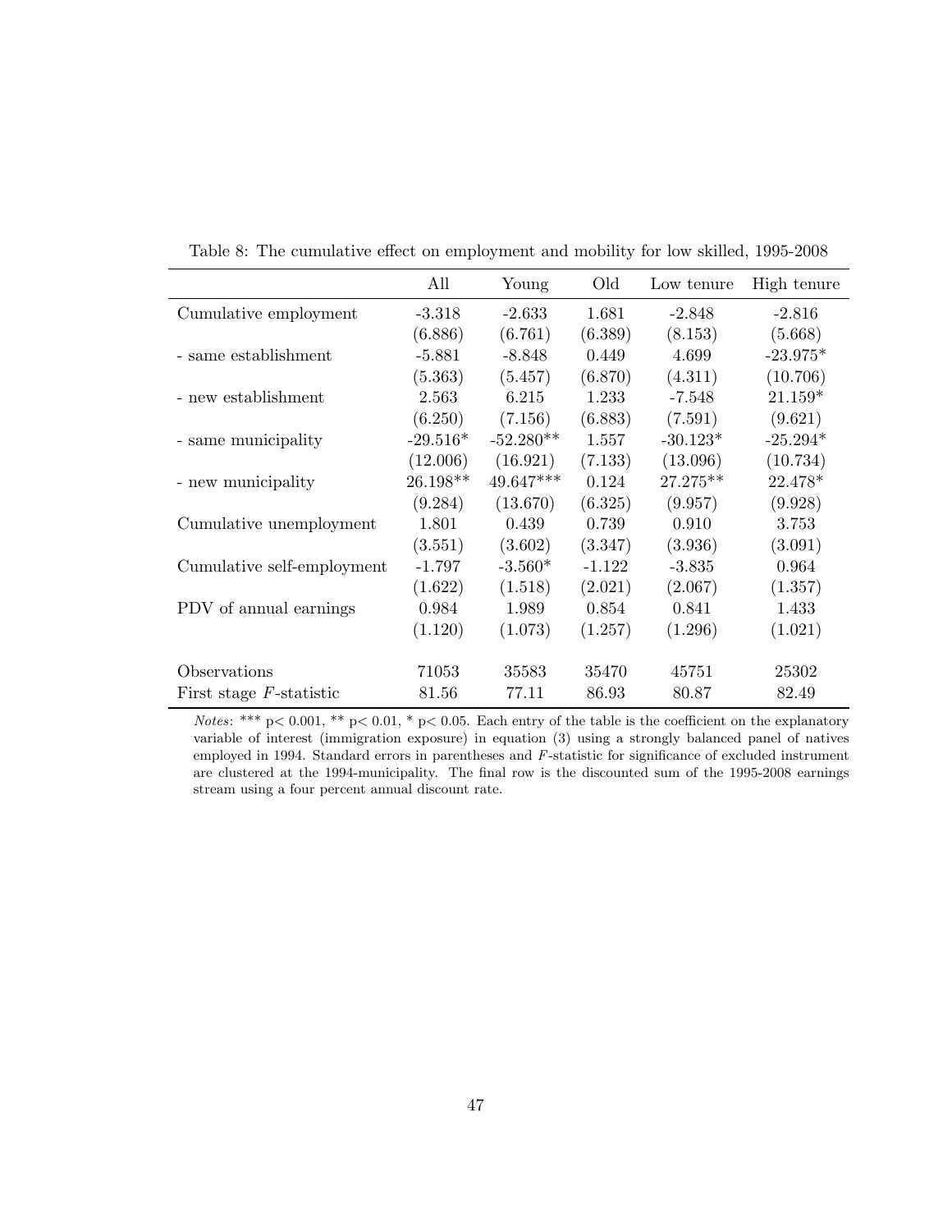Table 8: The cumulative effect on employment and mobility for low skilled, 1995-2008

| | All | Young | Old | Low tenure | High tenure |
|---|---|---|---|---|---|
| Cumulative employment | -3.318 | -2.633 | 1.681 | -2.848 | -2.816 |
| | (6.886) | (6.761) | (6.389) | (8.153) | (5.668) |
| - same establishment | -5.881 | -8.848 | 0.449 | 4.699 | -23.975* |
| | (5.363) | (5.457) | (6.870) | (4.311) | (10.706) |
| - new establishment | 2.563 | 6.215 | 1.233 | -7.548 | 21.159* |
| | (6.250) | (7.156) | (6.883) | (7.591) | (9.621) |
| - same municipality | -29.516* | -52.280** | 1.557 | -30.123* | -25.294* |
| | (12.006) | (16.921) | (7.133) | (13.096) | (10.734) |
| - new municipality | 26.198** | 49.647*** | 0.124 | 27.275** | 22.478* |
| | (9.284) | (13.670) | (6.325) | (9.957) | (9.928) |
| Cumulative unemployment | 1.801 | 0.439 | 0.739 | 0.910 | 3.753 |
| | (3.551) | (3.602) | (3.347) | (3.936) | (3.091) |
| Cumulative self-employment | -1.797 | -3.560* | -1.122 | -3.835 | 0.964 |
| | (1.622) | (1.518) | (2.021) | (2.067) | (1.357) |
| PDV of annual earnings | 0.984 | 1.989 | 0.854 | 0.841 | 1.433 |
| | (1.120) | (1.073) | (1.257) | (1.296) | (1.021) |
| Observations | 71053 | 35583 | 35470 | 45751 | 25302 |
| First stage $F$-statistic | 81.56 | 77.11 | 86.93 | 80.87 | 82.49 |

*Notes*: *** $p < 0.001$, ** $p < 0.01$, * $p < 0.05$. Each entry of the table is the coefficient on the explanatory variable of interest (immigration exposure) in equation (3) using a strongly balanced panel of natives employed in 1994. Standard errors in parentheses and $F$-statistic for significance of excluded instrument are clustered at the 1994-municipality. The final row is the discounted sum of the 1995-2008 earnings stream using a four percent annual discount rate.